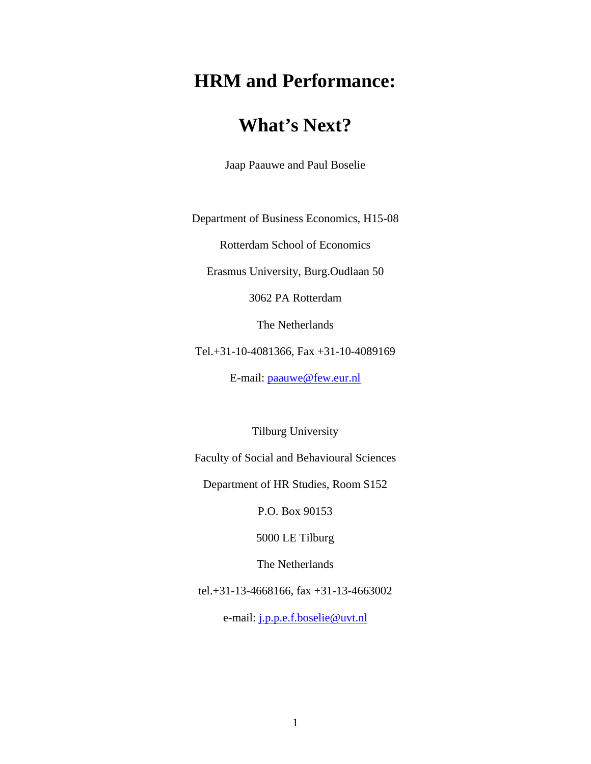# HRM and Performance:

# What's Next?

Jaap Paauwe and Paul Boselie

Department of Business Economics, H15-08

Rotterdam School of Economics

Erasmus University, Burg.Oudlaan 50

3062 PA Rotterdam

The Netherlands

Tel.+31-10-4081366, Fax +31-10-4089169

E-mail: paauwe@few.eur.nl

Tilburg University

Faculty of Social and Behavioural Sciences

Department of HR Studies, Room S152

P.O. Box 90153

5000 LE Tilburg

The Netherlands

tel.+31-13-4668166, fax +31-13-4663002

e-mail: j.p.p.e.f.boselie@uvt.nl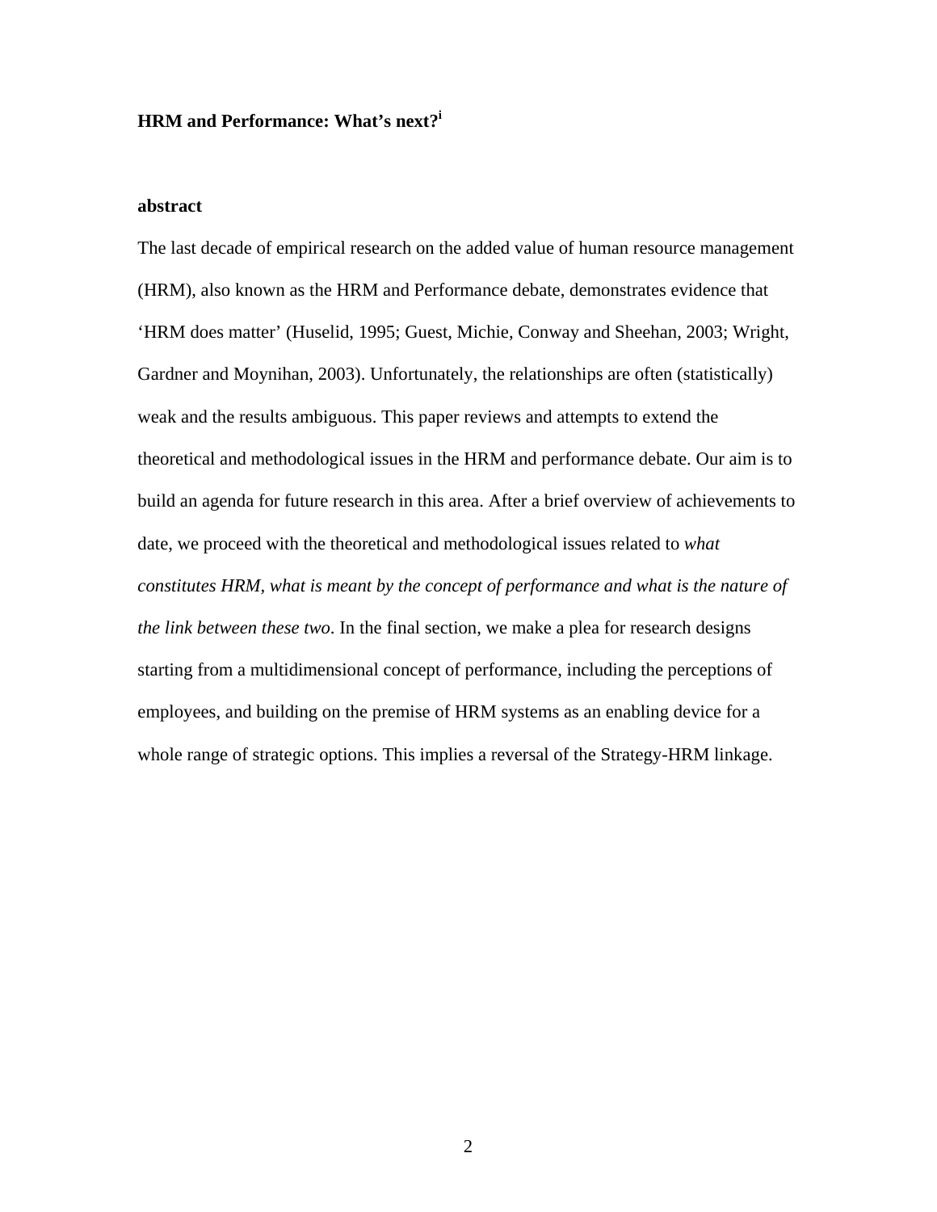**HRM and Performance: What's next?**[i]

**abstract**

The last decade of empirical research on the added value of human resource management (HRM), also known as the HRM and Performance debate, demonstrates evidence that 'HRM does matter' (Huselid, 1995; Guest, Michie, Conway and Sheehan, 2003; Wright, Gardner and Moynihan, 2003). Unfortunately, the relationships are often (statistically) weak and the results ambiguous. This paper reviews and attempts to extend the theoretical and methodological issues in the HRM and performance debate. Our aim is to build an agenda for future research in this area. After a brief overview of achievements to date, we proceed with the theoretical and methodological issues related to *what constitutes HRM, what is meant by the concept of performance and what is the nature of the link between these two*. In the final section, we make a plea for research designs starting from a multidimensional concept of performance, including the perceptions of employees, and building on the premise of HRM systems as an enabling device for a whole range of strategic options. This implies a reversal of the Strategy-HRM linkage.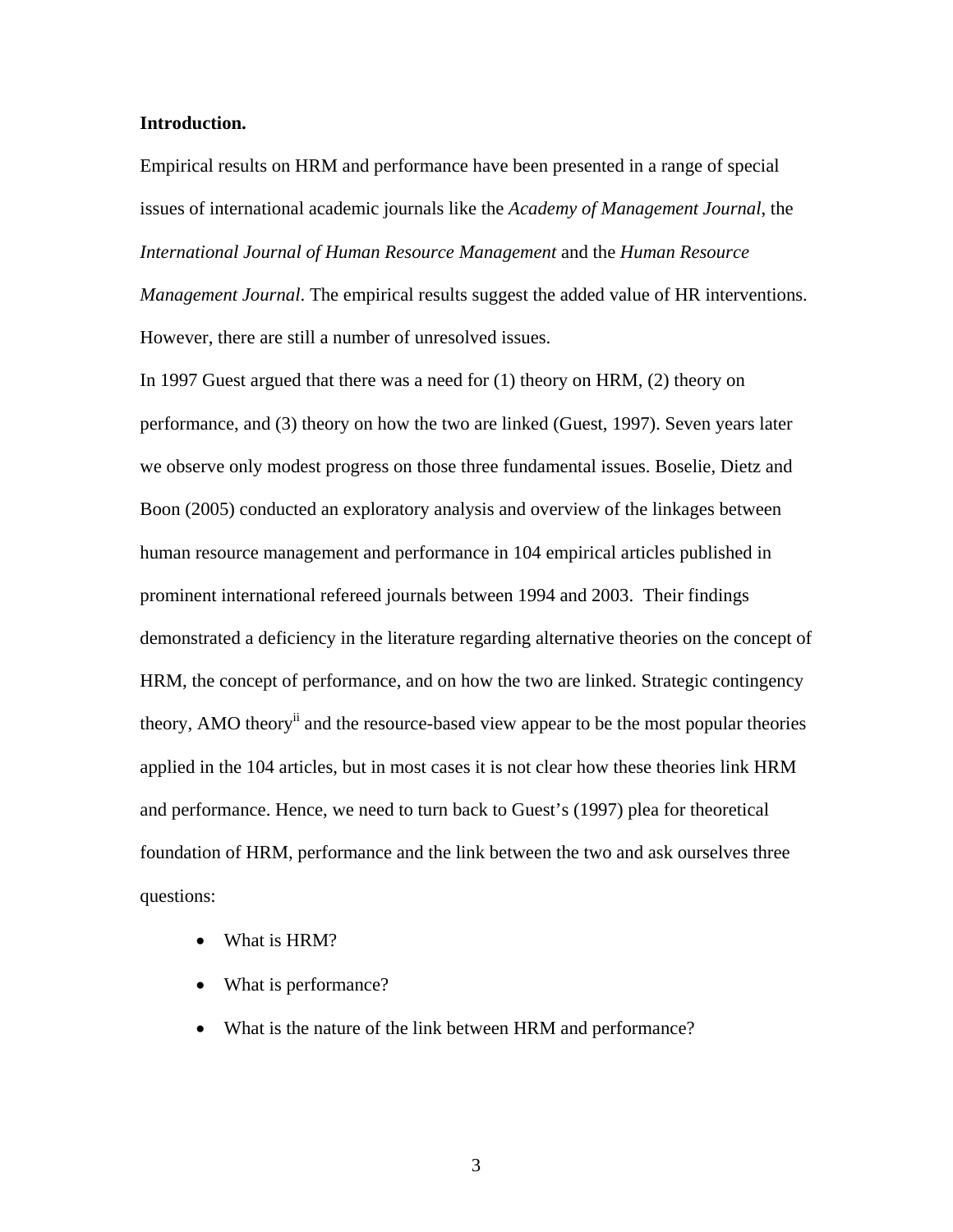**Introduction.**

Empirical results on HRM and performance have been presented in a range of special issues of international academic journals like the *Academy of Management Journal*, the *International Journal of Human Resource Management* and the *Human Resource Management Journal*. The empirical results suggest the added value of HR interventions. However, there are still a number of unresolved issues.

In 1997 Guest argued that there was a need for (1) theory on HRM, (2) theory on performance, and (3) theory on how the two are linked (Guest, 1997). Seven years later we observe only modest progress on those three fundamental issues. Boselie, Dietz and Boon (2005) conducted an exploratory analysis and overview of the linkages between human resource management and performance in 104 empirical articles published in prominent international refereed journals between 1994 and 2003. Their findings demonstrated a deficiency in the literature regarding alternative theories on the concept of HRM, the concept of performance, and on how the two are linked. Strategic contingency theory, AMO theory[ii] and the resource-based view appear to be the most popular theories applied in the 104 articles, but in most cases it is not clear how these theories link HRM and performance. Hence, we need to turn back to Guest's (1997) plea for theoretical foundation of HRM, performance and the link between the two and ask ourselves three questions:

- What is HRM?
- What is performance?
- What is the nature of the link between HRM and performance?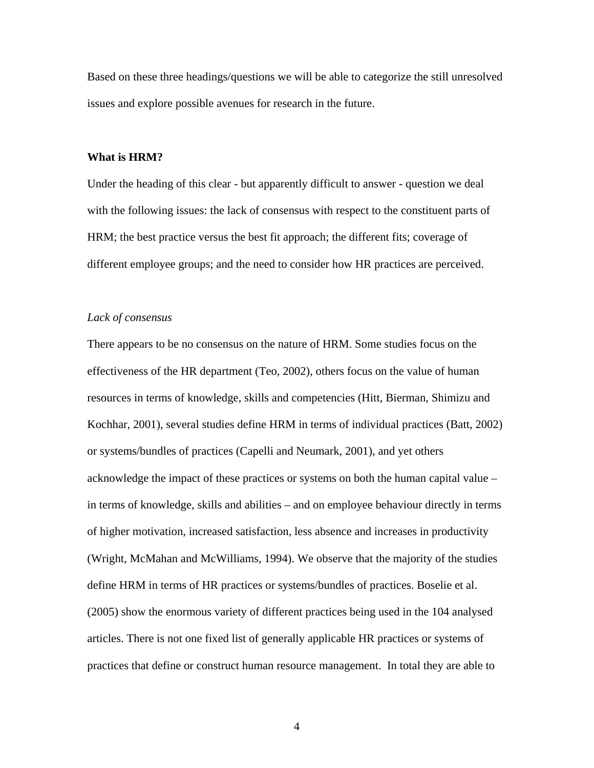Based on these three headings/questions we will be able to categorize the still unresolved issues and explore possible avenues for research in the future.

**What is HRM?**

Under the heading of this clear - but apparently difficult to answer - question we deal with the following issues: the lack of consensus with respect to the constituent parts of HRM; the best practice versus the best fit approach; the different fits; coverage of different employee groups; and the need to consider how HR practices are perceived.

*Lack of consensus*

There appears to be no consensus on the nature of HRM. Some studies focus on the effectiveness of the HR department (Teo, 2002), others focus on the value of human resources in terms of knowledge, skills and competencies (Hitt, Bierman, Shimizu and Kochhar, 2001), several studies define HRM in terms of individual practices (Batt, 2002) or systems/bundles of practices (Capelli and Neumark, 2001), and yet others acknowledge the impact of these practices or systems on both the human capital value – in terms of knowledge, skills and abilities – and on employee behaviour directly in terms of higher motivation, increased satisfaction, less absence and increases in productivity (Wright, McMahan and McWilliams, 1994). We observe that the majority of the studies define HRM in terms of HR practices or systems/bundles of practices. Boselie et al. (2005) show the enormous variety of different practices being used in the 104 analysed articles. There is not one fixed list of generally applicable HR practices or systems of practices that define or construct human resource management. In total they are able to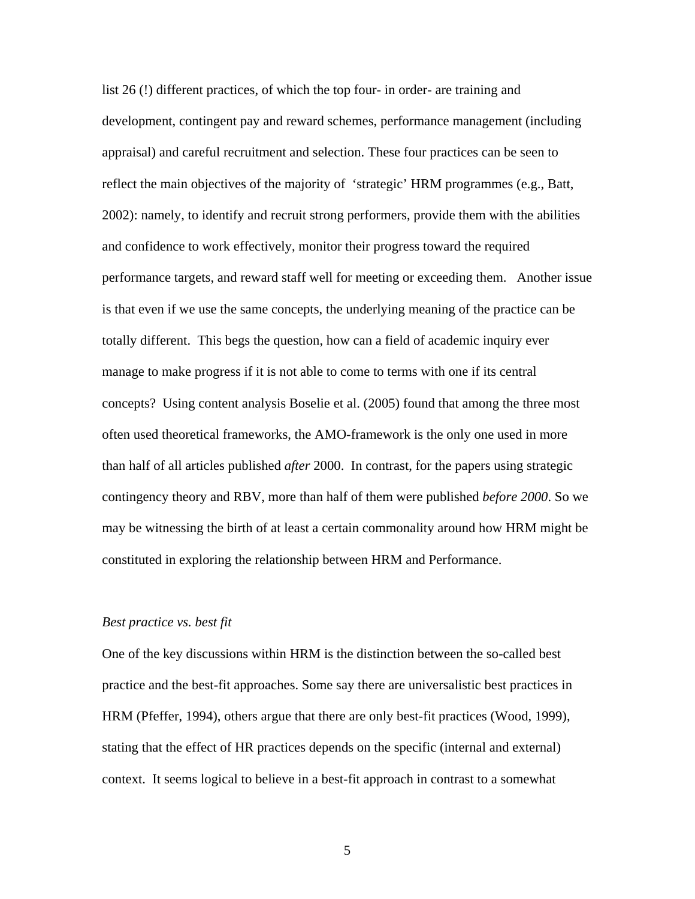list 26 (!) different practices, of which the top four- in order- are training and development, contingent pay and reward schemes, performance management (including appraisal) and careful recruitment and selection. These four practices can be seen to reflect the main objectives of the majority of 'strategic' HRM programmes (e.g., Batt, 2002): namely, to identify and recruit strong performers, provide them with the abilities and confidence to work effectively, monitor their progress toward the required performance targets, and reward staff well for meeting or exceeding them. Another issue is that even if we use the same concepts, the underlying meaning of the practice can be totally different. This begs the question, how can a field of academic inquiry ever manage to make progress if it is not able to come to terms with one if its central concepts? Using content analysis Boselie et al. (2005) found that among the three most often used theoretical frameworks, the AMO-framework is the only one used in more than half of all articles published *after* 2000. In contrast, for the papers using strategic contingency theory and RBV, more than half of them were published *before 2000*. So we may be witnessing the birth of at least a certain commonality around how HRM might be constituted in exploring the relationship between HRM and Performance.

*Best practice vs. best fit*

One of the key discussions within HRM is the distinction between the so-called best practice and the best-fit approaches. Some say there are universalistic best practices in HRM (Pfeffer, 1994), others argue that there are only best-fit practices (Wood, 1999), stating that the effect of HR practices depends on the specific (internal and external) context. It seems logical to believe in a best-fit approach in contrast to a somewhat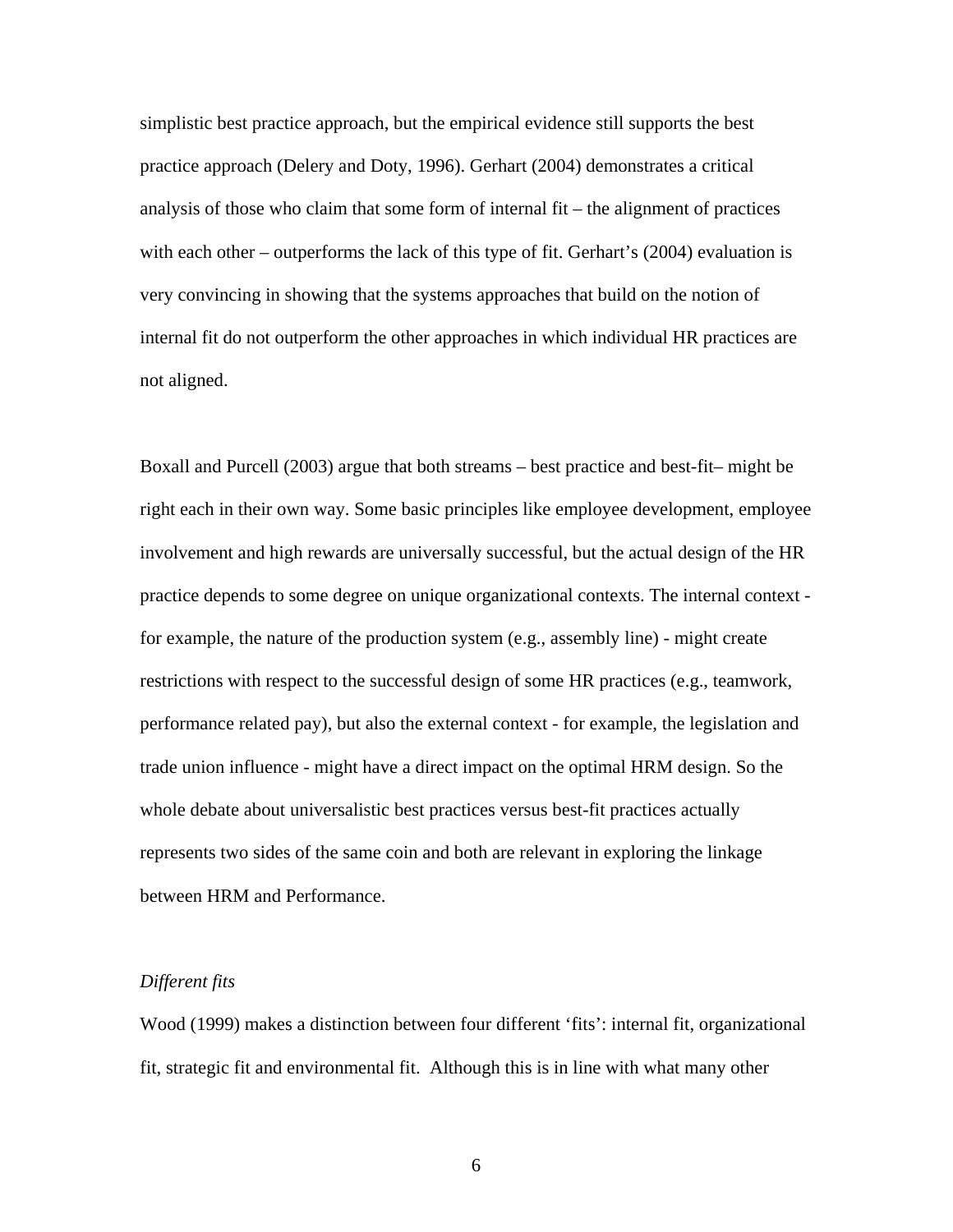simplistic best practice approach, but the empirical evidence still supports the best practice approach (Delery and Doty, 1996). Gerhart (2004) demonstrates a critical analysis of those who claim that some form of internal fit – the alignment of practices with each other – outperforms the lack of this type of fit. Gerhart's (2004) evaluation is very convincing in showing that the systems approaches that build on the notion of internal fit do not outperform the other approaches in which individual HR practices are not aligned.

Boxall and Purcell (2003) argue that both streams – best practice and best-fit– might be right each in their own way. Some basic principles like employee development, employee involvement and high rewards are universally successful, but the actual design of the HR practice depends to some degree on unique organizational contexts. The internal context - for example, the nature of the production system (e.g., assembly line) - might create restrictions with respect to the successful design of some HR practices (e.g., teamwork, performance related pay), but also the external context - for example, the legislation and trade union influence - might have a direct impact on the optimal HRM design. So the whole debate about universalistic best practices versus best-fit practices actually represents two sides of the same coin and both are relevant in exploring the linkage between HRM and Performance.

*Different fits*

Wood (1999) makes a distinction between four different 'fits': internal fit, organizational fit, strategic fit and environmental fit. Although this is in line with what many other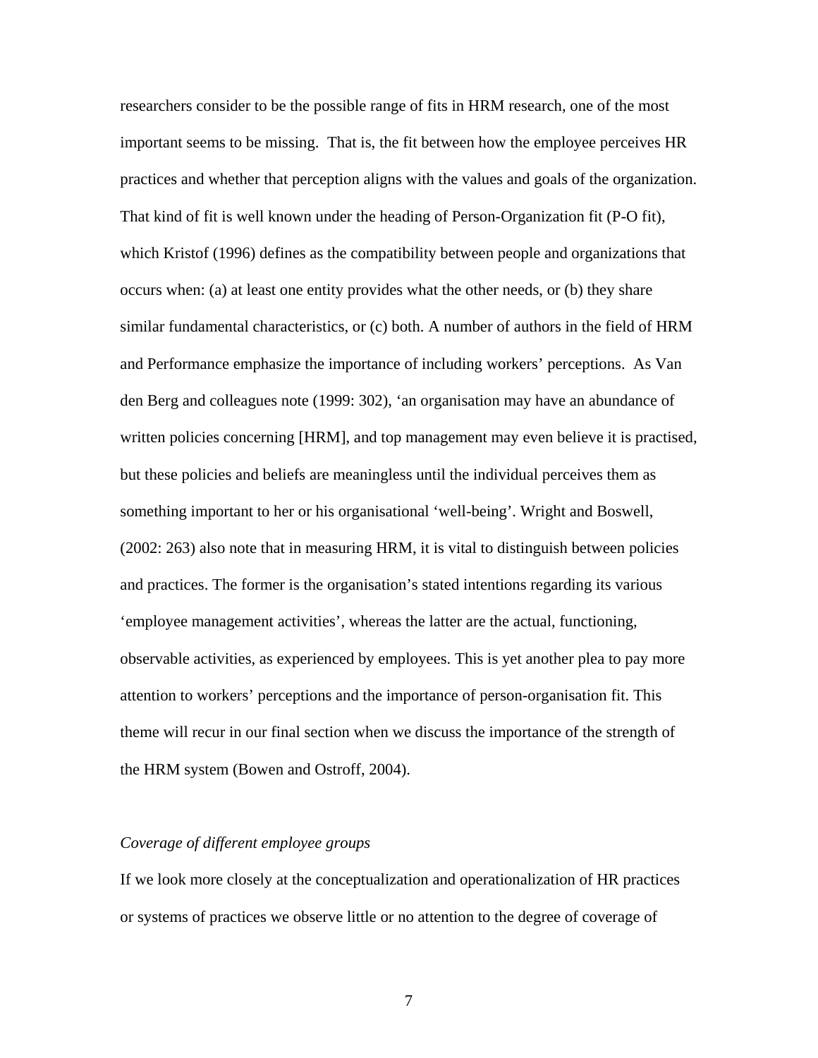researchers consider to be the possible range of fits in HRM research, one of the most important seems to be missing. That is, the fit between how the employee perceives HR practices and whether that perception aligns with the values and goals of the organization. That kind of fit is well known under the heading of Person-Organization fit (P-O fit), which Kristof (1996) defines as the compatibility between people and organizations that occurs when: (a) at least one entity provides what the other needs, or (b) they share similar fundamental characteristics, or (c) both. A number of authors in the field of HRM and Performance emphasize the importance of including workers' perceptions. As Van den Berg and colleagues note (1999: 302), 'an organisation may have an abundance of written policies concerning [HRM], and top management may even believe it is practised, but these policies and beliefs are meaningless until the individual perceives them as something important to her or his organisational 'well-being'. Wright and Boswell, (2002: 263) also note that in measuring HRM, it is vital to distinguish between policies and practices. The former is the organisation's stated intentions regarding its various 'employee management activities', whereas the latter are the actual, functioning, observable activities, as experienced by employees. This is yet another plea to pay more attention to workers' perceptions and the importance of person-organisation fit. This theme will recur in our final section when we discuss the importance of the strength of the HRM system (Bowen and Ostroff, 2004).

*Coverage of different employee groups*

If we look more closely at the conceptualization and operationalization of HR practices or systems of practices we observe little or no attention to the degree of coverage of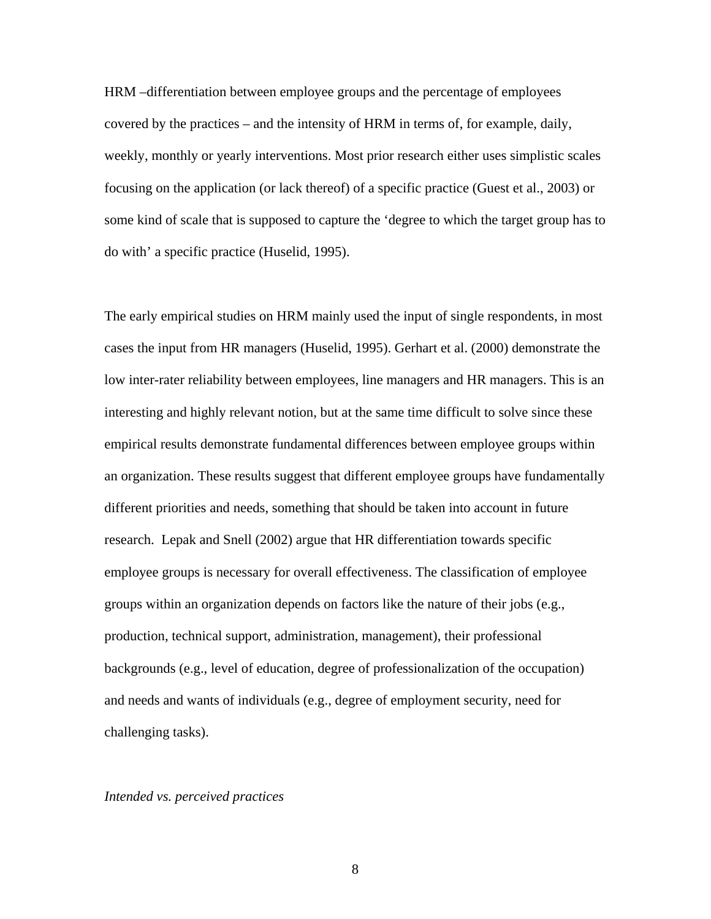HRM –differentiation between employee groups and the percentage of employees covered by the practices – and the intensity of HRM in terms of, for example, daily, weekly, monthly or yearly interventions. Most prior research either uses simplistic scales focusing on the application (or lack thereof) of a specific practice (Guest et al., 2003) or some kind of scale that is supposed to capture the 'degree to which the target group has to do with' a specific practice (Huselid, 1995).

The early empirical studies on HRM mainly used the input of single respondents, in most cases the input from HR managers (Huselid, 1995). Gerhart et al. (2000) demonstrate the low inter-rater reliability between employees, line managers and HR managers. This is an interesting and highly relevant notion, but at the same time difficult to solve since these empirical results demonstrate fundamental differences between employee groups within an organization. These results suggest that different employee groups have fundamentally different priorities and needs, something that should be taken into account in future research.  Lepak and Snell (2002) argue that HR differentiation towards specific employee groups is necessary for overall effectiveness. The classification of employee groups within an organization depends on factors like the nature of their jobs (e.g., production, technical support, administration, management), their professional backgrounds (e.g., level of education, degree of professionalization of the occupation) and needs and wants of individuals (e.g., degree of employment security, need for challenging tasks).

*Intended vs. perceived practices*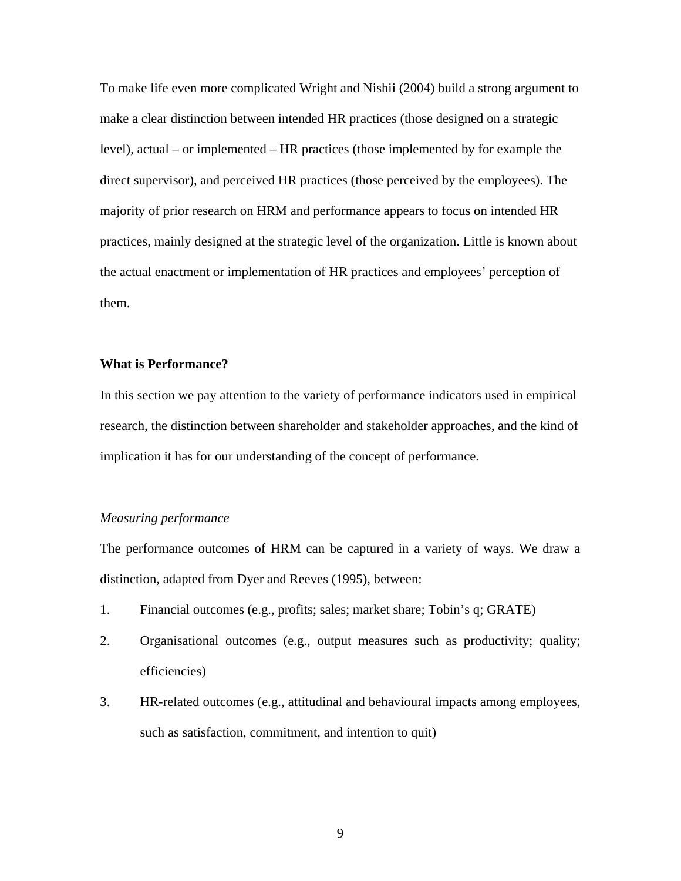To make life even more complicated Wright and Nishii (2004) build a strong argument to make a clear distinction between intended HR practices (those designed on a strategic level), actual – or implemented – HR practices (those implemented by for example the direct supervisor), and perceived HR practices (those perceived by the employees). The majority of prior research on HRM and performance appears to focus on intended HR practices, mainly designed at the strategic level of the organization. Little is known about the actual enactment or implementation of HR practices and employees' perception of them.

## What is Performance?

In this section we pay attention to the variety of performance indicators used in empirical research, the distinction between shareholder and stakeholder approaches, and the kind of implication it has for our understanding of the concept of performance.

### *Measuring performance*

The performance outcomes of HRM can be captured in a variety of ways. We draw a distinction, adapted from Dyer and Reeves (1995), between:

1. Financial outcomes (e.g., profits; sales; market share; Tobin's q; GRATE)
2. Organisational outcomes (e.g., output measures such as productivity; quality; efficiencies)
3. HR-related outcomes (e.g., attitudinal and behavioural impacts among employees, such as satisfaction, commitment, and intention to quit)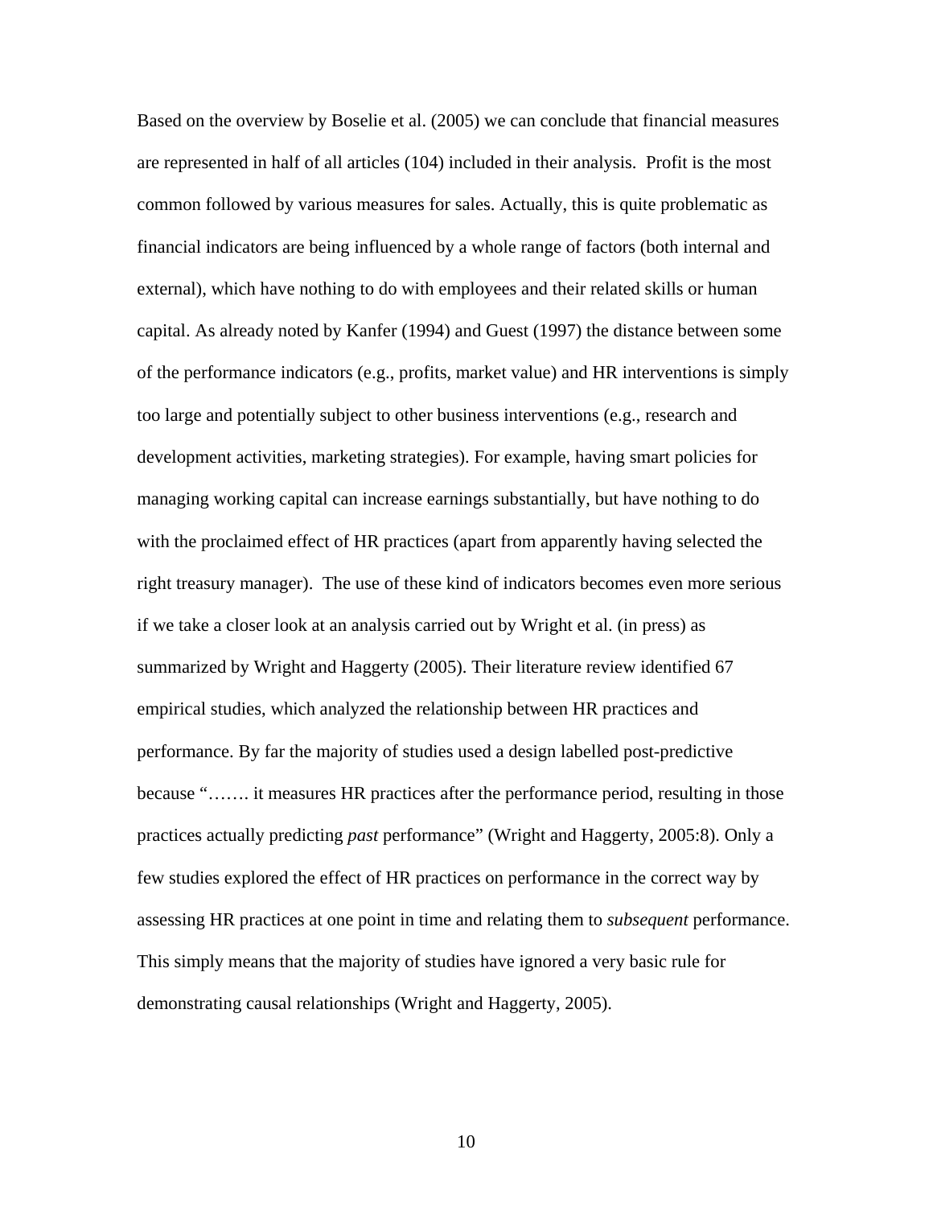Based on the overview by Boselie et al. (2005) we can conclude that financial measures are represented in half of all articles (104) included in their analysis. Profit is the most common followed by various measures for sales. Actually, this is quite problematic as financial indicators are being influenced by a whole range of factors (both internal and external), which have nothing to do with employees and their related skills or human capital. As already noted by Kanfer (1994) and Guest (1997) the distance between some of the performance indicators (e.g., profits, market value) and HR interventions is simply too large and potentially subject to other business interventions (e.g., research and development activities, marketing strategies). For example, having smart policies for managing working capital can increase earnings substantially, but have nothing to do with the proclaimed effect of HR practices (apart from apparently having selected the right treasury manager). The use of these kind of indicators becomes even more serious if we take a closer look at an analysis carried out by Wright et al. (in press) as summarized by Wright and Haggerty (2005). Their literature review identified 67 empirical studies, which analyzed the relationship between HR practices and performance. By far the majority of studies used a design labelled post-predictive because "……. it measures HR practices after the performance period, resulting in those practices actually predicting *past* performance" (Wright and Haggerty, 2005:8). Only a few studies explored the effect of HR practices on performance in the correct way by assessing HR practices at one point in time and relating them to *subsequent* performance. This simply means that the majority of studies have ignored a very basic rule for demonstrating causal relationships (Wright and Haggerty, 2005).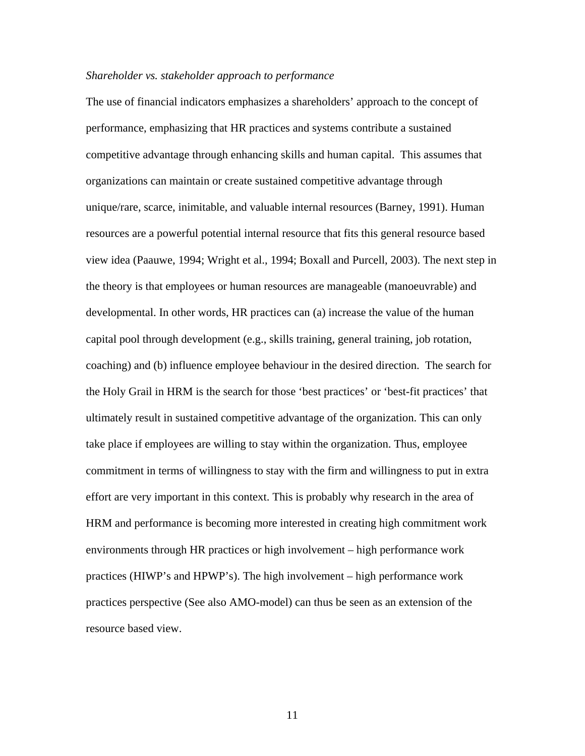*Shareholder vs. stakeholder approach to performance*

The use of financial indicators emphasizes a shareholders' approach to the concept of performance, emphasizing that HR practices and systems contribute a sustained competitive advantage through enhancing skills and human capital. This assumes that organizations can maintain or create sustained competitive advantage through unique/rare, scarce, inimitable, and valuable internal resources (Barney, 1991). Human resources are a powerful potential internal resource that fits this general resource based view idea (Paauwe, 1994; Wright et al., 1994; Boxall and Purcell, 2003). The next step in the theory is that employees or human resources are manageable (manoeuvrable) and developmental. In other words, HR practices can (a) increase the value of the human capital pool through development (e.g., skills training, general training, job rotation, coaching) and (b) influence employee behaviour in the desired direction. The search for the Holy Grail in HRM is the search for those 'best practices' or 'best-fit practices' that ultimately result in sustained competitive advantage of the organization. This can only take place if employees are willing to stay within the organization. Thus, employee commitment in terms of willingness to stay with the firm and willingness to put in extra effort are very important in this context. This is probably why research in the area of HRM and performance is becoming more interested in creating high commitment work environments through HR practices or high involvement – high performance work practices (HIWP's and HPWP's). The high involvement – high performance work practices perspective (See also AMO-model) can thus be seen as an extension of the resource based view.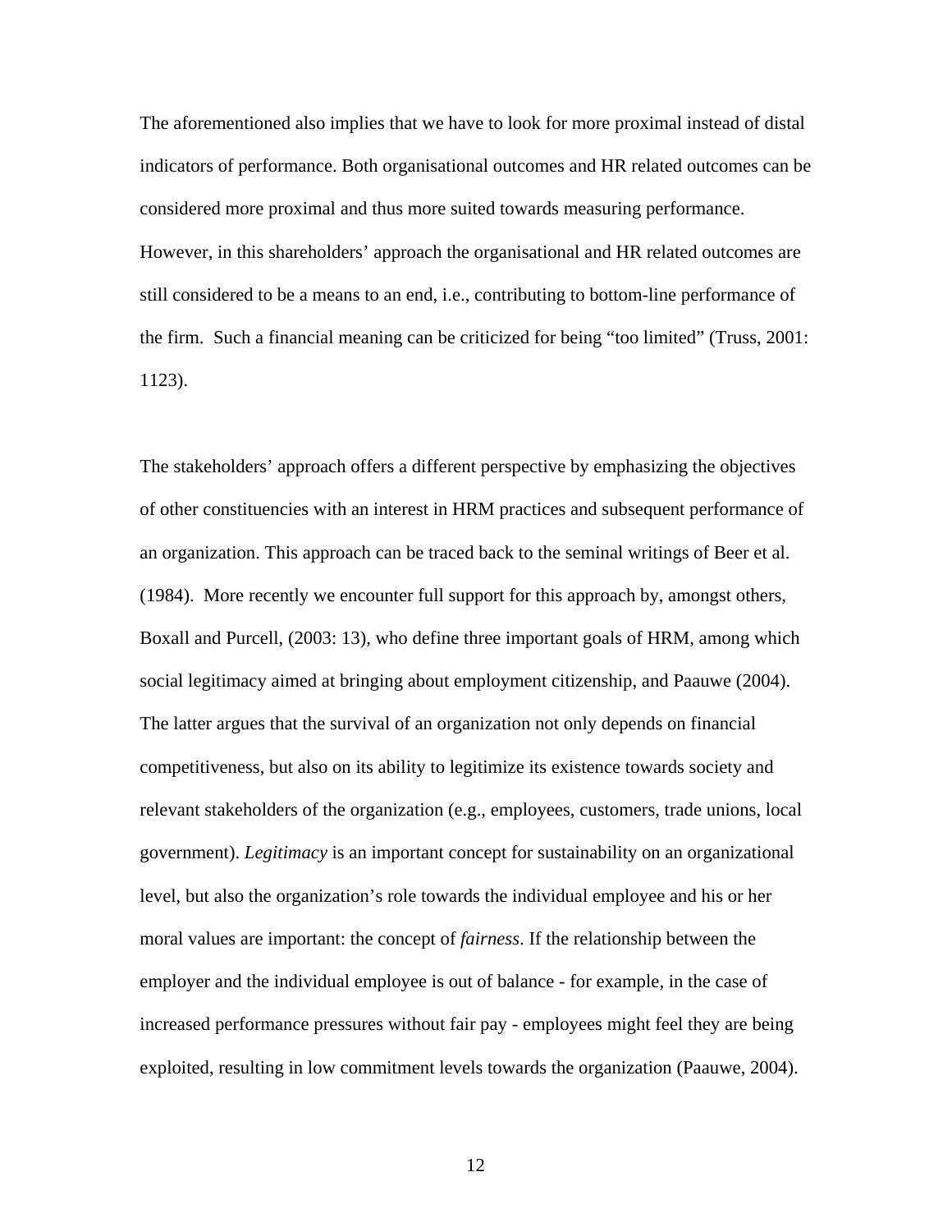The aforementioned also implies that we have to look for more proximal instead of distal indicators of performance. Both organisational outcomes and HR related outcomes can be considered more proximal and thus more suited towards measuring performance. However, in this shareholders' approach the organisational and HR related outcomes are still considered to be a means to an end, i.e., contributing to bottom-line performance of the firm. Such a financial meaning can be criticized for being "too limited" (Truss, 2001: 1123).

The stakeholders' approach offers a different perspective by emphasizing the objectives of other constituencies with an interest in HRM practices and subsequent performance of an organization. This approach can be traced back to the seminal writings of Beer et al. (1984). More recently we encounter full support for this approach by, amongst others, Boxall and Purcell, (2003: 13), who define three important goals of HRM, among which social legitimacy aimed at bringing about employment citizenship, and Paauwe (2004). The latter argues that the survival of an organization not only depends on financial competitiveness, but also on its ability to legitimize its existence towards society and relevant stakeholders of the organization (e.g., employees, customers, trade unions, local government). *Legitimacy* is an important concept for sustainability on an organizational level, but also the organization's role towards the individual employee and his or her moral values are important: the concept of *fairness*. If the relationship between the employer and the individual employee is out of balance - for example, in the case of increased performance pressures without fair pay - employees might feel they are being exploited, resulting in low commitment levels towards the organization (Paauwe, 2004).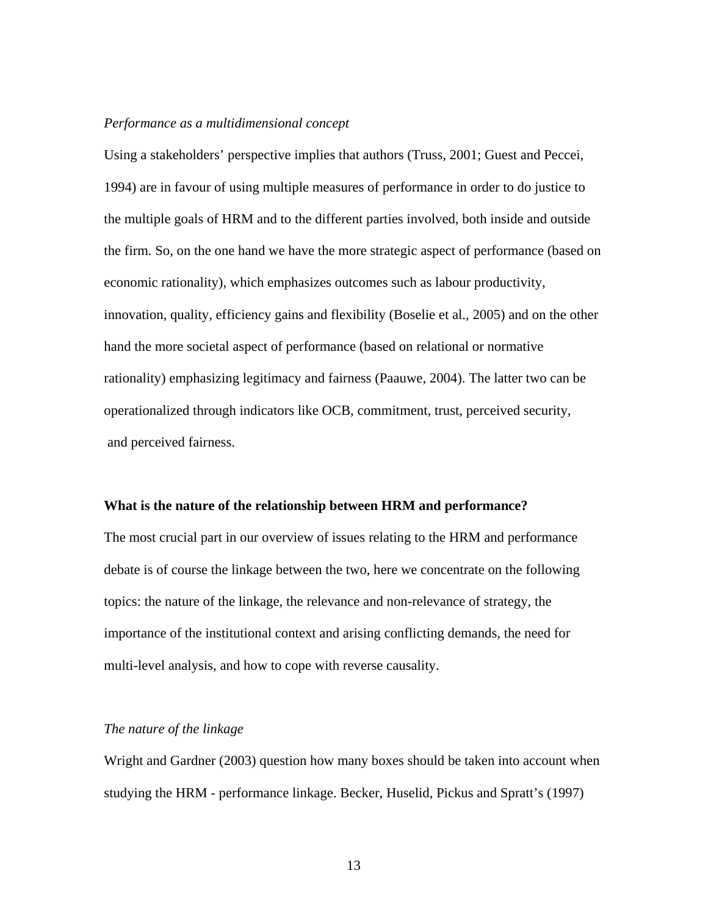*Performance as a multidimensional concept*

Using a stakeholders' perspective implies that authors (Truss, 2001; Guest and Peccei, 1994) are in favour of using multiple measures of performance in order to do justice to the multiple goals of HRM and to the different parties involved, both inside and outside the firm. So, on the one hand we have the more strategic aspect of performance (based on economic rationality), which emphasizes outcomes such as labour productivity, innovation, quality, efficiency gains and flexibility (Boselie et al., 2005) and on the other hand the more societal aspect of performance (based on relational or normative rationality) emphasizing legitimacy and fairness (Paauwe, 2004). The latter two can be operationalized through indicators like OCB, commitment, trust, perceived security, and perceived fairness.

**What is the nature of the relationship between HRM and performance?**

The most crucial part in our overview of issues relating to the HRM and performance debate is of course the linkage between the two, here we concentrate on the following topics: the nature of the linkage, the relevance and non-relevance of strategy, the importance of the institutional context and arising conflicting demands, the need for multi-level analysis, and how to cope with reverse causality.

*The nature of the linkage*

Wright and Gardner (2003) question how many boxes should be taken into account when studying the HRM - performance linkage. Becker, Huselid, Pickus and Spratt's (1997)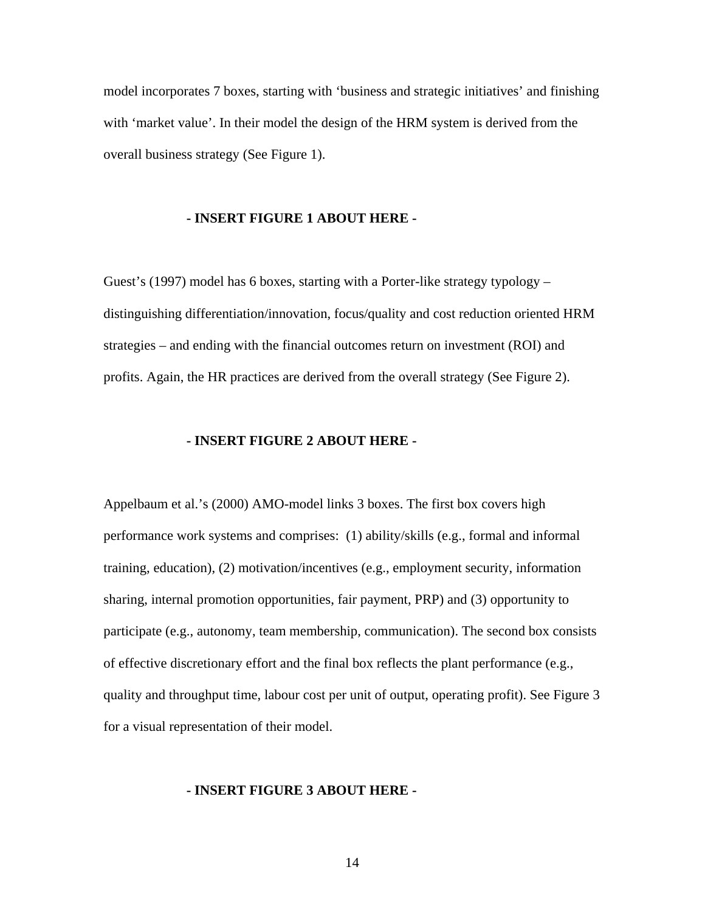model incorporates 7 boxes, starting with 'business and strategic initiatives' and finishing with 'market value'. In their model the design of the HRM system is derived from the overall business strategy (See Figure 1).

**- INSERT FIGURE 1 ABOUT HERE -**

Guest's (1997) model has 6 boxes, starting with a Porter-like strategy typology – distinguishing differentiation/innovation, focus/quality and cost reduction oriented HRM strategies – and ending with the financial outcomes return on investment (ROI) and profits. Again, the HR practices are derived from the overall strategy (See Figure 2).

**- INSERT FIGURE 2 ABOUT HERE -**

Appelbaum et al.'s (2000) AMO-model links 3 boxes. The first box covers high performance work systems and comprises: (1) ability/skills (e.g., formal and informal training, education), (2) motivation/incentives (e.g., employment security, information sharing, internal promotion opportunities, fair payment, PRP) and (3) opportunity to participate (e.g., autonomy, team membership, communication). The second box consists of effective discretionary effort and the final box reflects the plant performance (e.g., quality and throughput time, labour cost per unit of output, operating profit). See Figure 3 for a visual representation of their model.

**- INSERT FIGURE 3 ABOUT HERE -**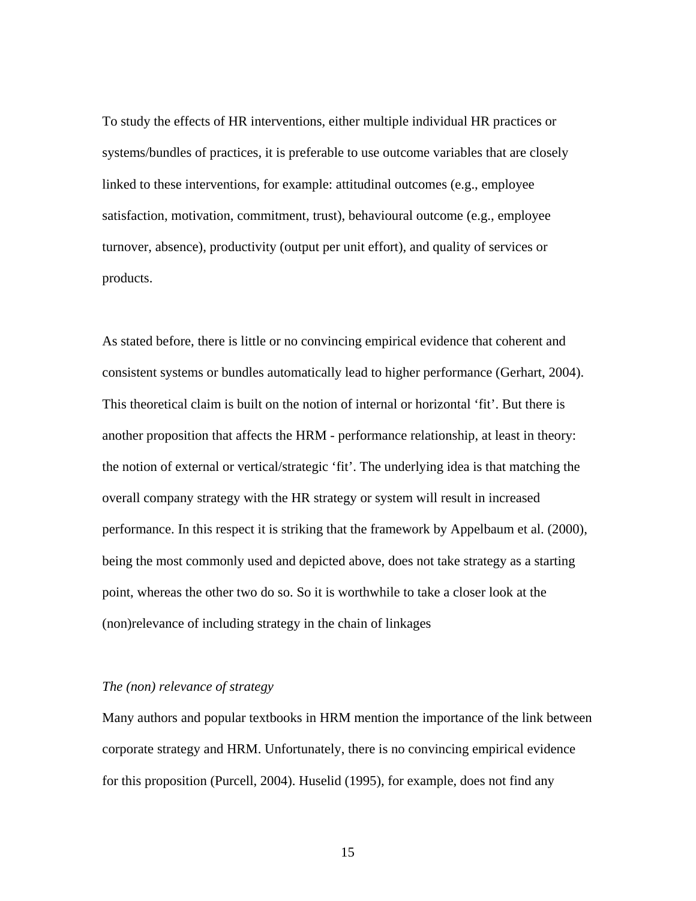To study the effects of HR interventions, either multiple individual HR practices or systems/bundles of practices, it is preferable to use outcome variables that are closely linked to these interventions, for example: attitudinal outcomes (e.g., employee satisfaction, motivation, commitment, trust), behavioural outcome (e.g., employee turnover, absence), productivity (output per unit effort), and quality of services or products.

As stated before, there is little or no convincing empirical evidence that coherent and consistent systems or bundles automatically lead to higher performance (Gerhart, 2004). This theoretical claim is built on the notion of internal or horizontal 'fit'. But there is another proposition that affects the HRM - performance relationship, at least in theory: the notion of external or vertical/strategic 'fit'. The underlying idea is that matching the overall company strategy with the HR strategy or system will result in increased performance. In this respect it is striking that the framework by Appelbaum et al. (2000), being the most commonly used and depicted above, does not take strategy as a starting point, whereas the other two do so. So it is worthwhile to take a closer look at the (non)relevance of including strategy in the chain of linkages

*The (non) relevance of strategy*

Many authors and popular textbooks in HRM mention the importance of the link between corporate strategy and HRM. Unfortunately, there is no convincing empirical evidence for this proposition (Purcell, 2004). Huselid (1995), for example, does not find any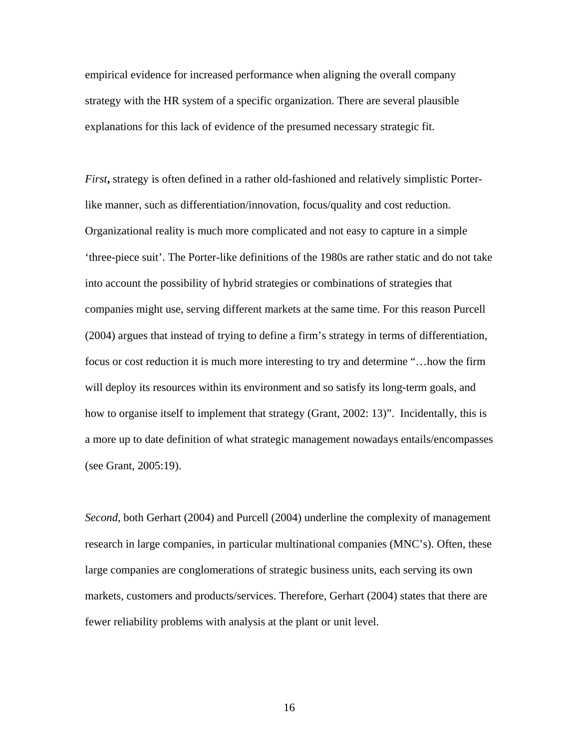empirical evidence for increased performance when aligning the overall company strategy with the HR system of a specific organization. There are several plausible explanations for this lack of evidence of the presumed necessary strategic fit.

*First***,** strategy is often defined in a rather old-fashioned and relatively simplistic Porter-like manner, such as differentiation/innovation, focus/quality and cost reduction. Organizational reality is much more complicated and not easy to capture in a simple 'three-piece suit'. The Porter-like definitions of the 1980s are rather static and do not take into account the possibility of hybrid strategies or combinations of strategies that companies might use, serving different markets at the same time. For this reason Purcell (2004) argues that instead of trying to define a firm's strategy in terms of differentiation, focus or cost reduction it is much more interesting to try and determine "…how the firm will deploy its resources within its environment and so satisfy its long-term goals, and how to organise itself to implement that strategy (Grant, 2002: 13)". Incidentally, this is a more up to date definition of what strategic management nowadays entails/encompasses (see Grant, 2005:19).

*Second*, both Gerhart (2004) and Purcell (2004) underline the complexity of management research in large companies, in particular multinational companies (MNC's). Often, these large companies are conglomerations of strategic business units, each serving its own markets, customers and products/services. Therefore, Gerhart (2004) states that there are fewer reliability problems with analysis at the plant or unit level.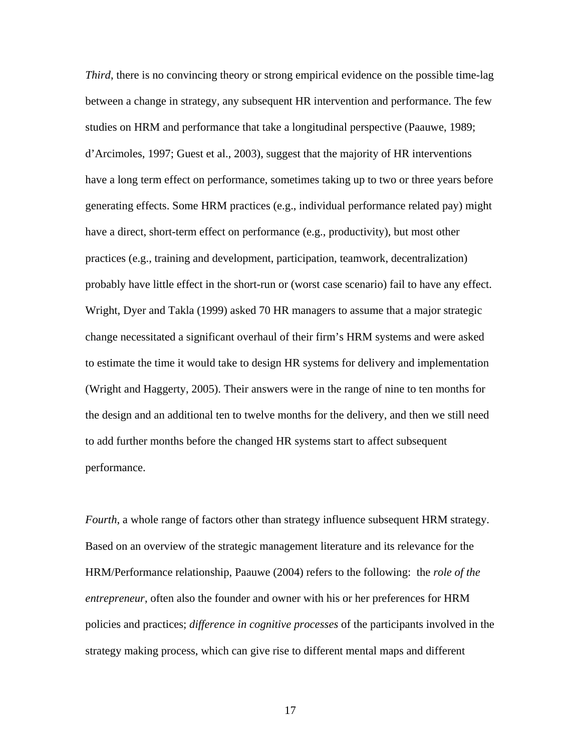*Third*, there is no convincing theory or strong empirical evidence on the possible time-lag between a change in strategy, any subsequent HR intervention and performance. The few studies on HRM and performance that take a longitudinal perspective (Paauwe, 1989; d'Arcimoles, 1997; Guest et al., 2003), suggest that the majority of HR interventions have a long term effect on performance, sometimes taking up to two or three years before generating effects. Some HRM practices (e.g., individual performance related pay) might have a direct, short-term effect on performance (e.g., productivity), but most other practices (e.g., training and development, participation, teamwork, decentralization) probably have little effect in the short-run or (worst case scenario) fail to have any effect. Wright, Dyer and Takla (1999) asked 70 HR managers to assume that a major strategic change necessitated a significant overhaul of their firm's HRM systems and were asked to estimate the time it would take to design HR systems for delivery and implementation (Wright and Haggerty, 2005). Their answers were in the range of nine to ten months for the design and an additional ten to twelve months for the delivery, and then we still need to add further months before the changed HR systems start to affect subsequent performance.

*Fourth*, a whole range of factors other than strategy influence subsequent HRM strategy. Based on an overview of the strategic management literature and its relevance for the HRM/Performance relationship, Paauwe (2004) refers to the following: the *role of the entrepreneur*, often also the founder and owner with his or her preferences for HRM policies and practices; *difference in cognitive processes* of the participants involved in the strategy making process, which can give rise to different mental maps and different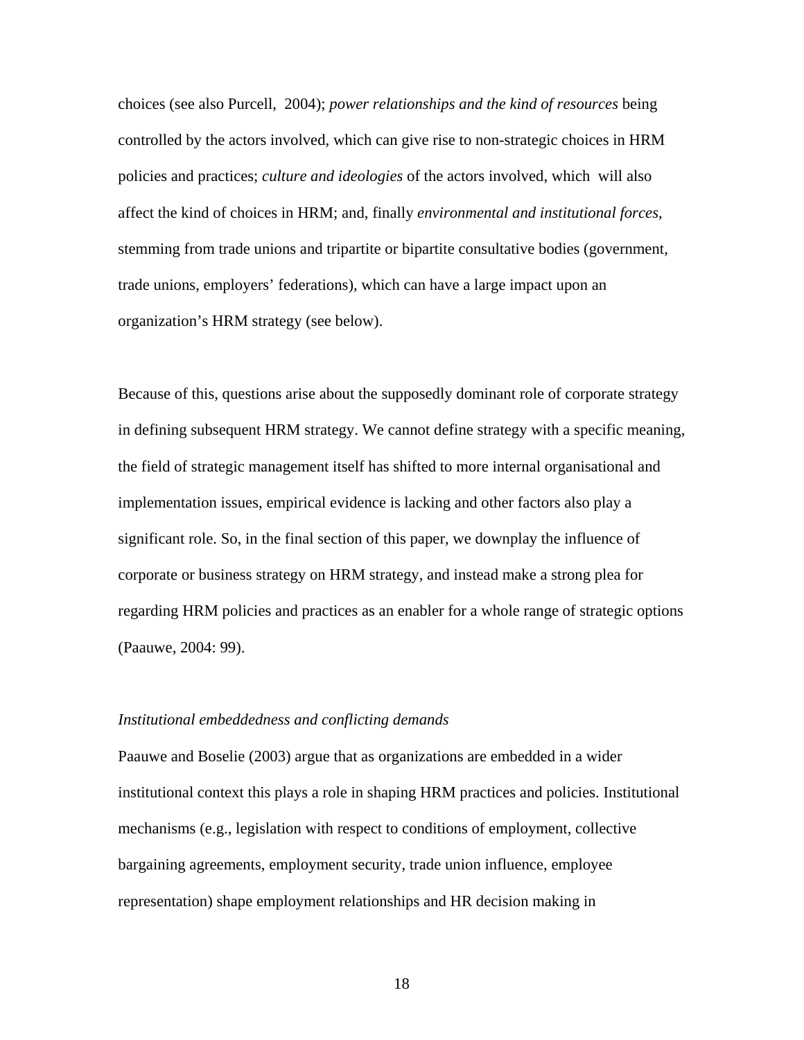choices (see also Purcell, 2004); *power relationships and the kind of resources* being controlled by the actors involved, which can give rise to non-strategic choices in HRM policies and practices; *culture and ideologies* of the actors involved, which will also affect the kind of choices in HRM; and, finally *environmental and institutional forces*, stemming from trade unions and tripartite or bipartite consultative bodies (government, trade unions, employers' federations), which can have a large impact upon an organization's HRM strategy (see below).

Because of this, questions arise about the supposedly dominant role of corporate strategy in defining subsequent HRM strategy. We cannot define strategy with a specific meaning, the field of strategic management itself has shifted to more internal organisational and implementation issues, empirical evidence is lacking and other factors also play a significant role. So, in the final section of this paper, we downplay the influence of corporate or business strategy on HRM strategy, and instead make a strong plea for regarding HRM policies and practices as an enabler for a whole range of strategic options (Paauwe, 2004: 99).

*Institutional embeddedness and conflicting demands*

Paauwe and Boselie (2003) argue that as organizations are embedded in a wider institutional context this plays a role in shaping HRM practices and policies. Institutional mechanisms (e.g., legislation with respect to conditions of employment, collective bargaining agreements, employment security, trade union influence, employee representation) shape employment relationships and HR decision making in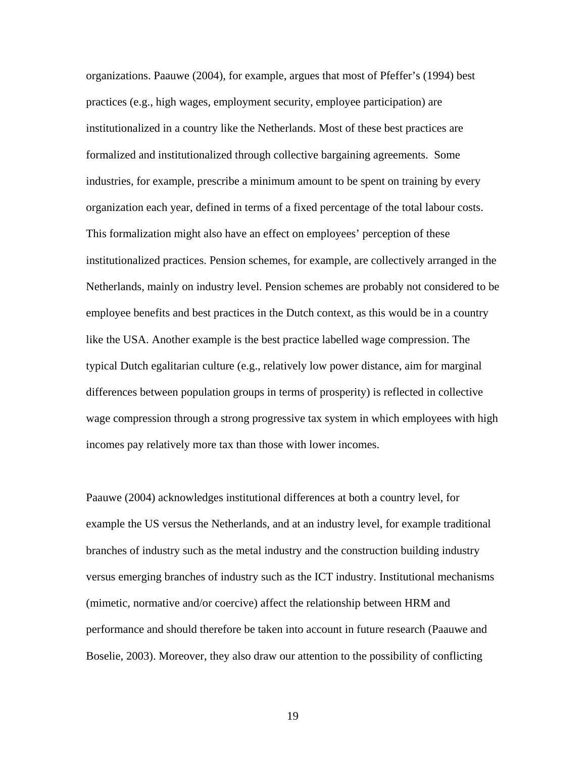organizations. Paauwe (2004), for example, argues that most of Pfeffer's (1994) best practices (e.g., high wages, employment security, employee participation) are institutionalized in a country like the Netherlands. Most of these best practices are formalized and institutionalized through collective bargaining agreements. Some industries, for example, prescribe a minimum amount to be spent on training by every organization each year, defined in terms of a fixed percentage of the total labour costs. This formalization might also have an effect on employees' perception of these institutionalized practices. Pension schemes, for example, are collectively arranged in the Netherlands, mainly on industry level. Pension schemes are probably not considered to be employee benefits and best practices in the Dutch context, as this would be in a country like the USA. Another example is the best practice labelled wage compression. The typical Dutch egalitarian culture (e.g., relatively low power distance, aim for marginal differences between population groups in terms of prosperity) is reflected in collective wage compression through a strong progressive tax system in which employees with high incomes pay relatively more tax than those with lower incomes.

Paauwe (2004) acknowledges institutional differences at both a country level, for example the US versus the Netherlands, and at an industry level, for example traditional branches of industry such as the metal industry and the construction building industry versus emerging branches of industry such as the ICT industry. Institutional mechanisms (mimetic, normative and/or coercive) affect the relationship between HRM and performance and should therefore be taken into account in future research (Paauwe and Boselie, 2003). Moreover, they also draw our attention to the possibility of conflicting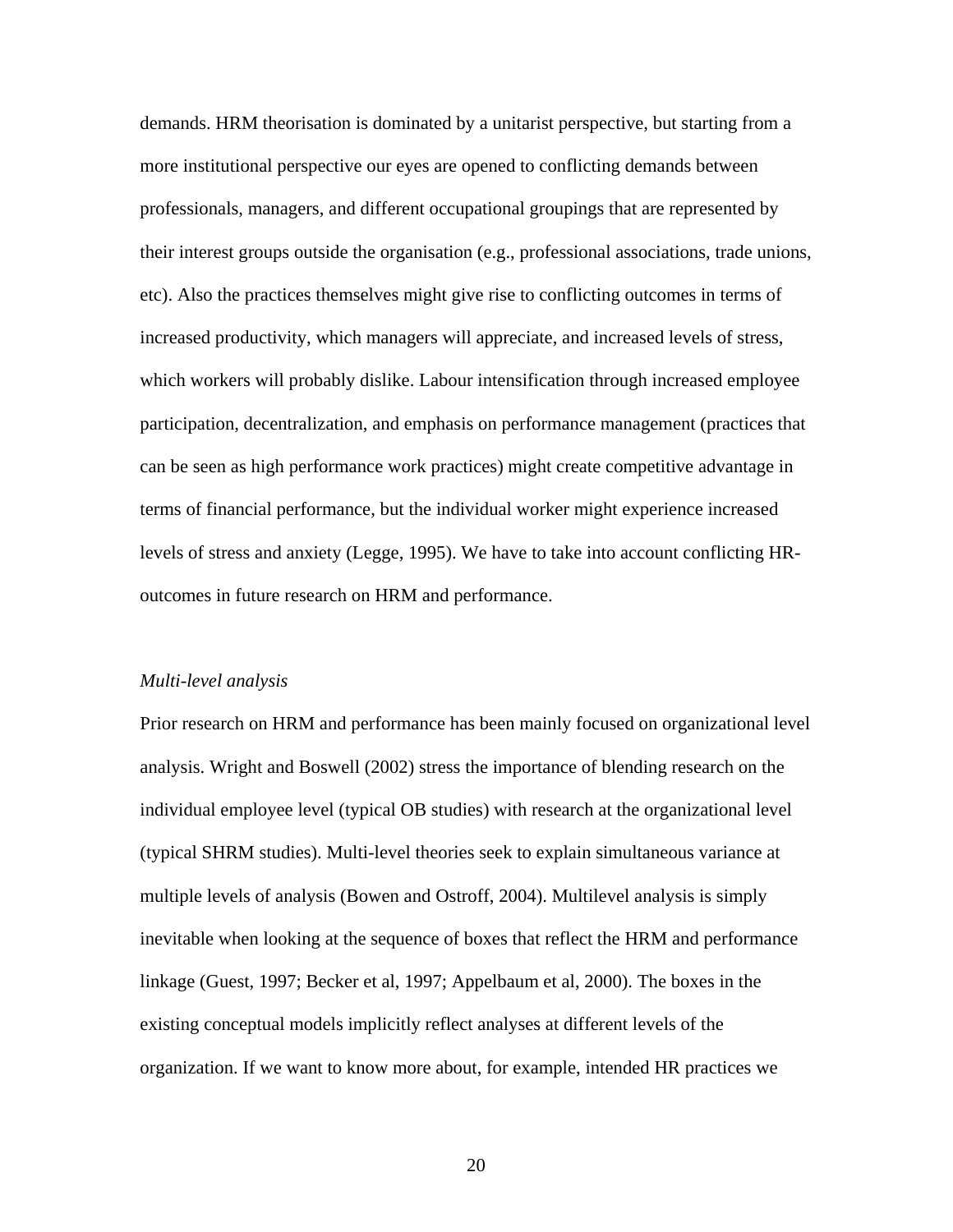demands. HRM theorisation is dominated by a unitarist perspective, but starting from a more institutional perspective our eyes are opened to conflicting demands between professionals, managers, and different occupational groupings that are represented by their interest groups outside the organisation (e.g., professional associations, trade unions, etc). Also the practices themselves might give rise to conflicting outcomes in terms of increased productivity, which managers will appreciate, and increased levels of stress, which workers will probably dislike. Labour intensification through increased employee participation, decentralization, and emphasis on performance management (practices that can be seen as high performance work practices) might create competitive advantage in terms of financial performance, but the individual worker might experience increased levels of stress and anxiety (Legge, 1995). We have to take into account conflicting HR-outcomes in future research on HRM and performance.

*Multi-level analysis*

Prior research on HRM and performance has been mainly focused on organizational level analysis. Wright and Boswell (2002) stress the importance of blending research on the individual employee level (typical OB studies) with research at the organizational level (typical SHRM studies). Multi-level theories seek to explain simultaneous variance at multiple levels of analysis (Bowen and Ostroff, 2004). Multilevel analysis is simply inevitable when looking at the sequence of boxes that reflect the HRM and performance linkage (Guest, 1997; Becker et al, 1997; Appelbaum et al, 2000). The boxes in the existing conceptual models implicitly reflect analyses at different levels of the organization. If we want to know more about, for example, intended HR practices we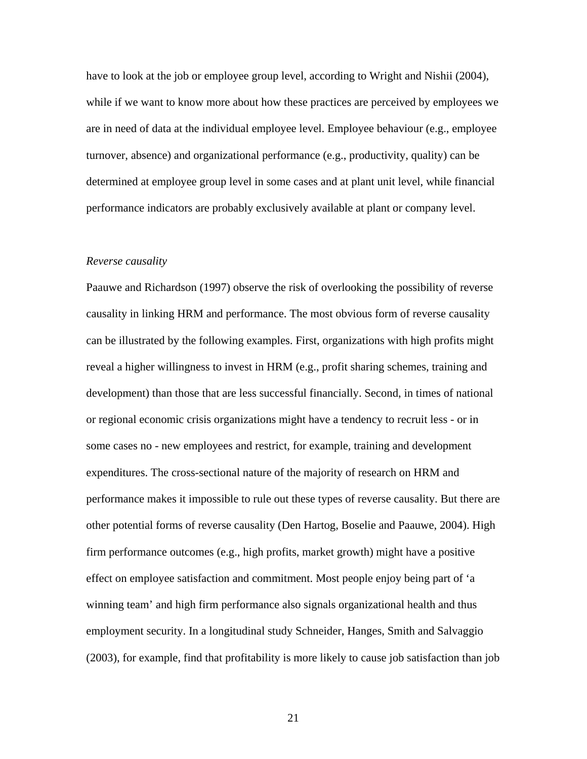have to look at the job or employee group level, according to Wright and Nishii (2004), while if we want to know more about how these practices are perceived by employees we are in need of data at the individual employee level. Employee behaviour (e.g., employee turnover, absence) and organizational performance (e.g., productivity, quality) can be determined at employee group level in some cases and at plant unit level, while financial performance indicators are probably exclusively available at plant or company level.

*Reverse causality*

Paauwe and Richardson (1997) observe the risk of overlooking the possibility of reverse causality in linking HRM and performance. The most obvious form of reverse causality can be illustrated by the following examples. First, organizations with high profits might reveal a higher willingness to invest in HRM (e.g., profit sharing schemes, training and development) than those that are less successful financially. Second, in times of national or regional economic crisis organizations might have a tendency to recruit less - or in some cases no - new employees and restrict, for example, training and development expenditures. The cross-sectional nature of the majority of research on HRM and performance makes it impossible to rule out these types of reverse causality. But there are other potential forms of reverse causality (Den Hartog, Boselie and Paauwe, 2004). High firm performance outcomes (e.g., high profits, market growth) might have a positive effect on employee satisfaction and commitment. Most people enjoy being part of 'a winning team' and high firm performance also signals organizational health and thus employment security. In a longitudinal study Schneider, Hanges, Smith and Salvaggio (2003), for example, find that profitability is more likely to cause job satisfaction than job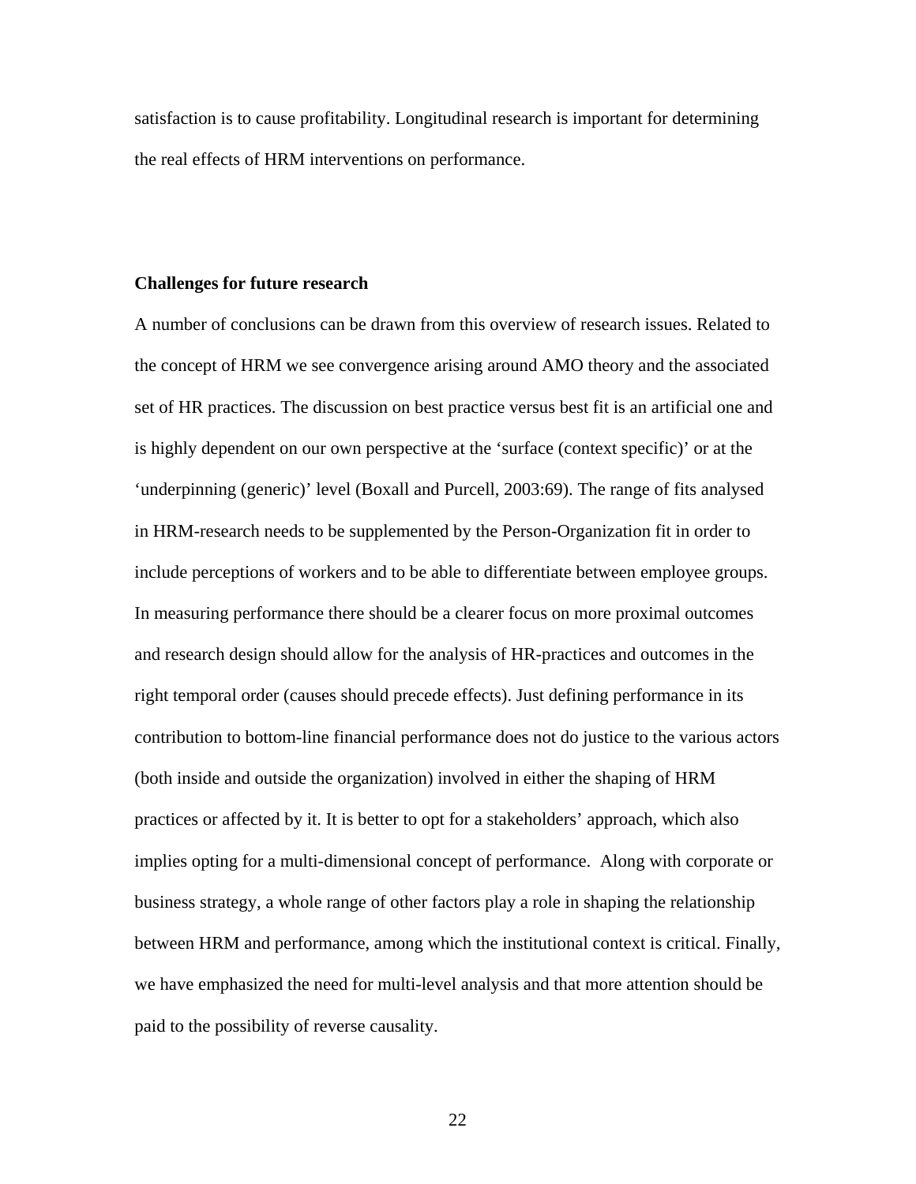satisfaction is to cause profitability. Longitudinal research is important for determining the real effects of HRM interventions on performance.

**Challenges for future research**

A number of conclusions can be drawn from this overview of research issues. Related to the concept of HRM we see convergence arising around AMO theory and the associated set of HR practices. The discussion on best practice versus best fit is an artificial one and is highly dependent on our own perspective at the 'surface (context specific)' or at the 'underpinning (generic)' level (Boxall and Purcell, 2003:69). The range of fits analysed in HRM-research needs to be supplemented by the Person-Organization fit in order to include perceptions of workers and to be able to differentiate between employee groups. In measuring performance there should be a clearer focus on more proximal outcomes and research design should allow for the analysis of HR-practices and outcomes in the right temporal order (causes should precede effects). Just defining performance in its contribution to bottom-line financial performance does not do justice to the various actors (both inside and outside the organization) involved in either the shaping of HRM practices or affected by it. It is better to opt for a stakeholders' approach, which also implies opting for a multi-dimensional concept of performance. Along with corporate or business strategy, a whole range of other factors play a role in shaping the relationship between HRM and performance, among which the institutional context is critical. Finally, we have emphasized the need for multi-level analysis and that more attention should be paid to the possibility of reverse causality.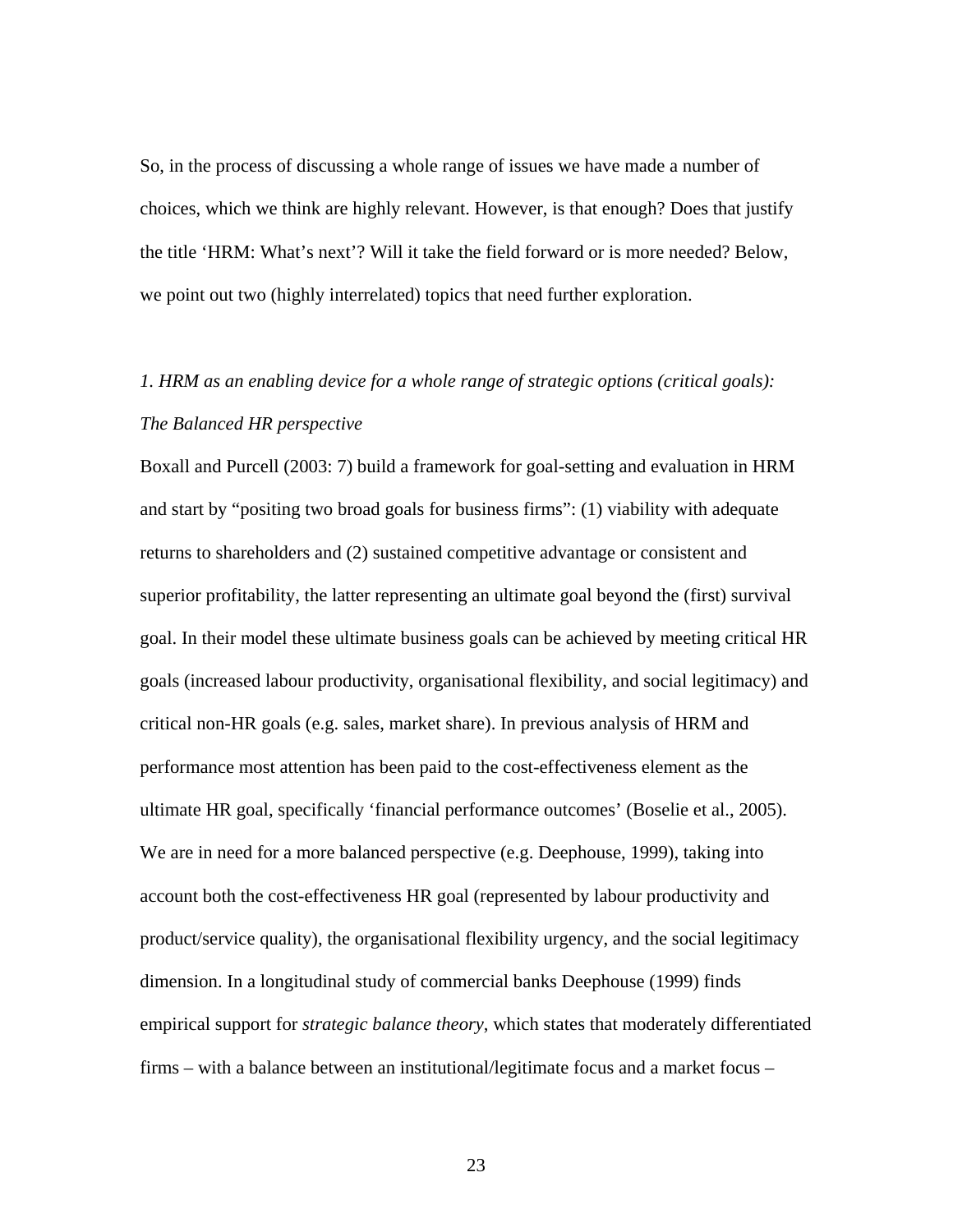So, in the process of discussing a whole range of issues we have made a number of choices, which we think are highly relevant. However, is that enough? Does that justify the title 'HRM: What's next'? Will it take the field forward or is more needed? Below, we point out two (highly interrelated) topics that need further exploration.

*1. HRM as an enabling device for a whole range of strategic options (critical goals): The Balanced HR perspective*

Boxall and Purcell (2003: 7) build a framework for goal-setting and evaluation in HRM and start by "positing two broad goals for business firms": (1) viability with adequate returns to shareholders and (2) sustained competitive advantage or consistent and superior profitability, the latter representing an ultimate goal beyond the (first) survival goal. In their model these ultimate business goals can be achieved by meeting critical HR goals (increased labour productivity, organisational flexibility, and social legitimacy) and critical non-HR goals (e.g. sales, market share). In previous analysis of HRM and performance most attention has been paid to the cost-effectiveness element as the ultimate HR goal, specifically 'financial performance outcomes' (Boselie et al., 2005). We are in need for a more balanced perspective (e.g. Deephouse, 1999), taking into account both the cost-effectiveness HR goal (represented by labour productivity and product/service quality), the organisational flexibility urgency, and the social legitimacy dimension. In a longitudinal study of commercial banks Deephouse (1999) finds empirical support for *strategic balance theory*, which states that moderately differentiated firms – with a balance between an institutional/legitimate focus and a market focus –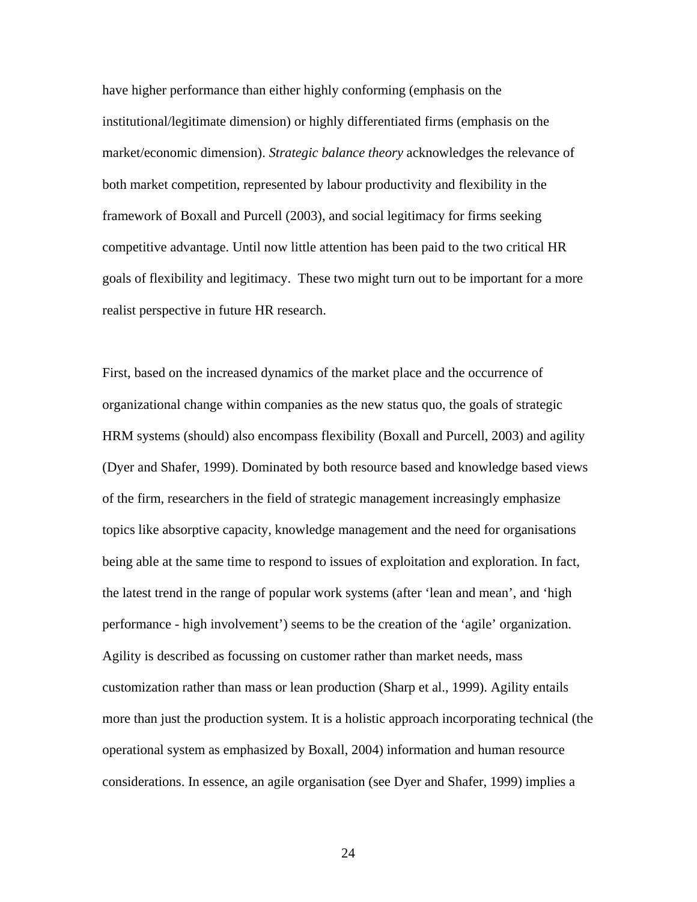have higher performance than either highly conforming (emphasis on the institutional/legitimate dimension) or highly differentiated firms (emphasis on the market/economic dimension). *Strategic balance theory* acknowledges the relevance of both market competition, represented by labour productivity and flexibility in the framework of Boxall and Purcell (2003), and social legitimacy for firms seeking competitive advantage. Until now little attention has been paid to the two critical HR goals of flexibility and legitimacy. These two might turn out to be important for a more realist perspective in future HR research.

First, based on the increased dynamics of the market place and the occurrence of organizational change within companies as the new status quo, the goals of strategic HRM systems (should) also encompass flexibility (Boxall and Purcell, 2003) and agility (Dyer and Shafer, 1999). Dominated by both resource based and knowledge based views of the firm, researchers in the field of strategic management increasingly emphasize topics like absorptive capacity, knowledge management and the need for organisations being able at the same time to respond to issues of exploitation and exploration. In fact, the latest trend in the range of popular work systems (after 'lean and mean', and 'high performance - high involvement') seems to be the creation of the 'agile' organization. Agility is described as focussing on customer rather than market needs, mass customization rather than mass or lean production (Sharp et al., 1999). Agility entails more than just the production system. It is a holistic approach incorporating technical (the operational system as emphasized by Boxall, 2004) information and human resource considerations. In essence, an agile organisation (see Dyer and Shafer, 1999) implies a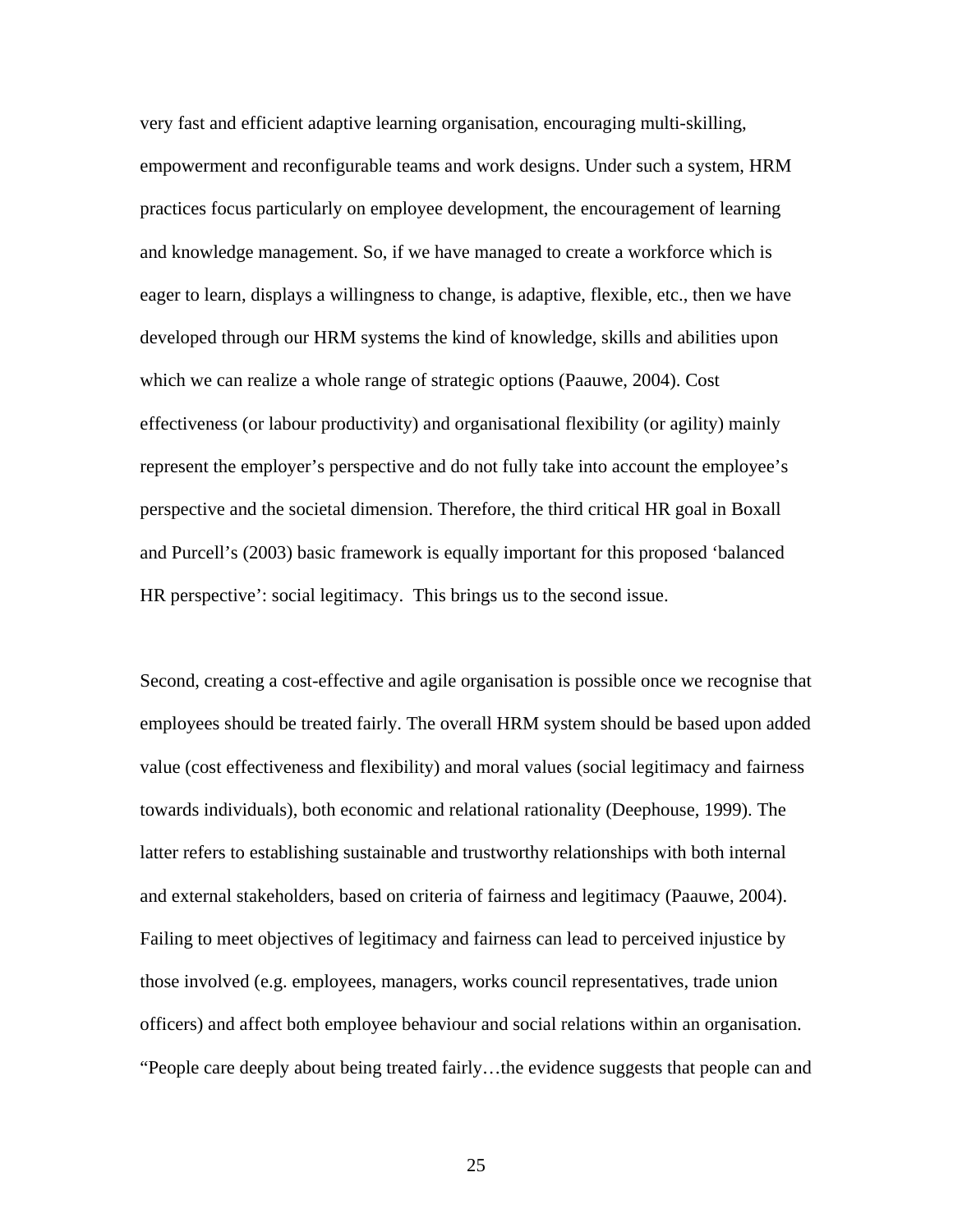very fast and efficient adaptive learning organisation, encouraging multi-skilling, empowerment and reconfigurable teams and work designs. Under such a system, HRM practices focus particularly on employee development, the encouragement of learning and knowledge management. So, if we have managed to create a workforce which is eager to learn, displays a willingness to change, is adaptive, flexible, etc., then we have developed through our HRM systems the kind of knowledge, skills and abilities upon which we can realize a whole range of strategic options (Paauwe, 2004). Cost effectiveness (or labour productivity) and organisational flexibility (or agility) mainly represent the employer's perspective and do not fully take into account the employee's perspective and the societal dimension. Therefore, the third critical HR goal in Boxall and Purcell's (2003) basic framework is equally important for this proposed 'balanced HR perspective': social legitimacy.  This brings us to the second issue.

Second, creating a cost-effective and agile organisation is possible once we recognise that employees should be treated fairly. The overall HRM system should be based upon added value (cost effectiveness and flexibility) and moral values (social legitimacy and fairness towards individuals), both economic and relational rationality (Deephouse, 1999). The latter refers to establishing sustainable and trustworthy relationships with both internal and external stakeholders, based on criteria of fairness and legitimacy (Paauwe, 2004). Failing to meet objectives of legitimacy and fairness can lead to perceived injustice by those involved (e.g. employees, managers, works council representatives, trade union officers) and affect both employee behaviour and social relations within an organisation. "People care deeply about being treated fairly…the evidence suggests that people can and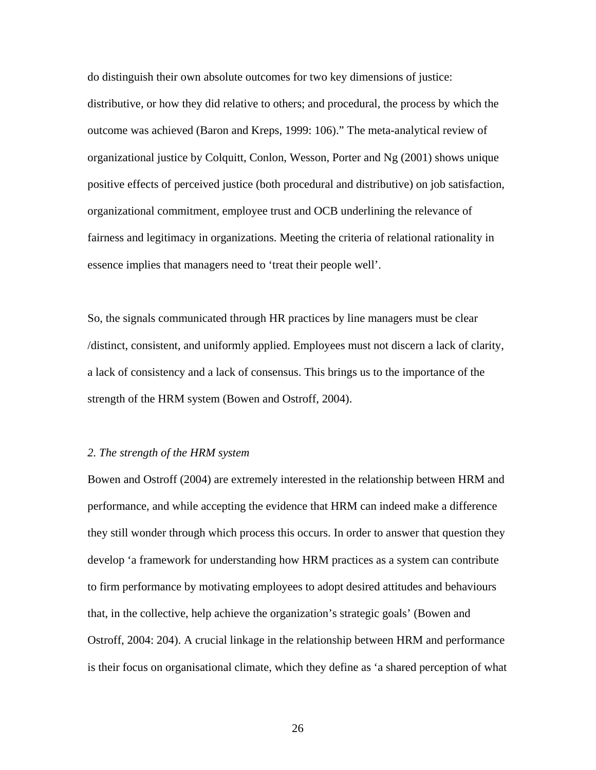do distinguish their own absolute outcomes for two key dimensions of justice: distributive, or how they did relative to others; and procedural, the process by which the outcome was achieved (Baron and Kreps, 1999: 106)." The meta-analytical review of organizational justice by Colquitt, Conlon, Wesson, Porter and Ng (2001) shows unique positive effects of perceived justice (both procedural and distributive) on job satisfaction, organizational commitment, employee trust and OCB underlining the relevance of fairness and legitimacy in organizations. Meeting the criteria of relational rationality in essence implies that managers need to 'treat their people well'.

So, the signals communicated through HR practices by line managers must be clear /distinct, consistent, and uniformly applied. Employees must not discern a lack of clarity, a lack of consistency and a lack of consensus. This brings us to the importance of the strength of the HRM system (Bowen and Ostroff, 2004).

### *2. The strength of the HRM system*

Bowen and Ostroff (2004) are extremely interested in the relationship between HRM and performance, and while accepting the evidence that HRM can indeed make a difference they still wonder through which process this occurs. In order to answer that question they develop 'a framework for understanding how HRM practices as a system can contribute to firm performance by motivating employees to adopt desired attitudes and behaviours that, in the collective, help achieve the organization's strategic goals' (Bowen and Ostroff, 2004: 204). A crucial linkage in the relationship between HRM and performance is their focus on organisational climate, which they define as 'a shared perception of what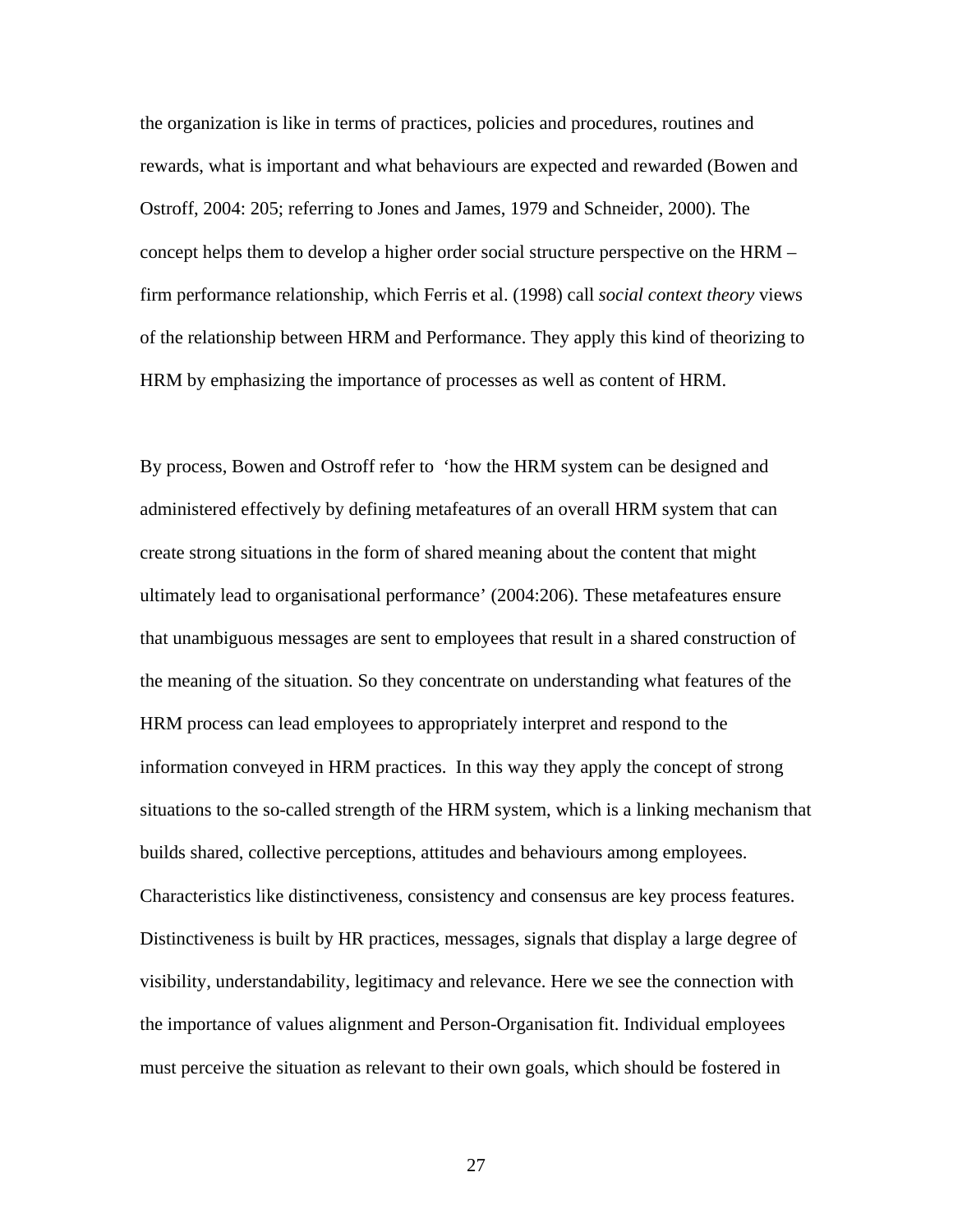the organization is like in terms of practices, policies and procedures, routines and rewards, what is important and what behaviours are expected and rewarded (Bowen and Ostroff, 2004: 205; referring to Jones and James, 1979 and Schneider, 2000). The concept helps them to develop a higher order social structure perspective on the HRM – firm performance relationship, which Ferris et al. (1998) call *social context theory* views of the relationship between HRM and Performance. They apply this kind of theorizing to HRM by emphasizing the importance of processes as well as content of HRM.

By process, Bowen and Ostroff refer to 'how the HRM system can be designed and administered effectively by defining metafeatures of an overall HRM system that can create strong situations in the form of shared meaning about the content that might ultimately lead to organisational performance' (2004:206). These metafeatures ensure that unambiguous messages are sent to employees that result in a shared construction of the meaning of the situation. So they concentrate on understanding what features of the HRM process can lead employees to appropriately interpret and respond to the information conveyed in HRM practices. In this way they apply the concept of strong situations to the so-called strength of the HRM system, which is a linking mechanism that builds shared, collective perceptions, attitudes and behaviours among employees. Characteristics like distinctiveness, consistency and consensus are key process features. Distinctiveness is built by HR practices, messages, signals that display a large degree of visibility, understandability, legitimacy and relevance. Here we see the connection with the importance of values alignment and Person-Organisation fit. Individual employees must perceive the situation as relevant to their own goals, which should be fostered in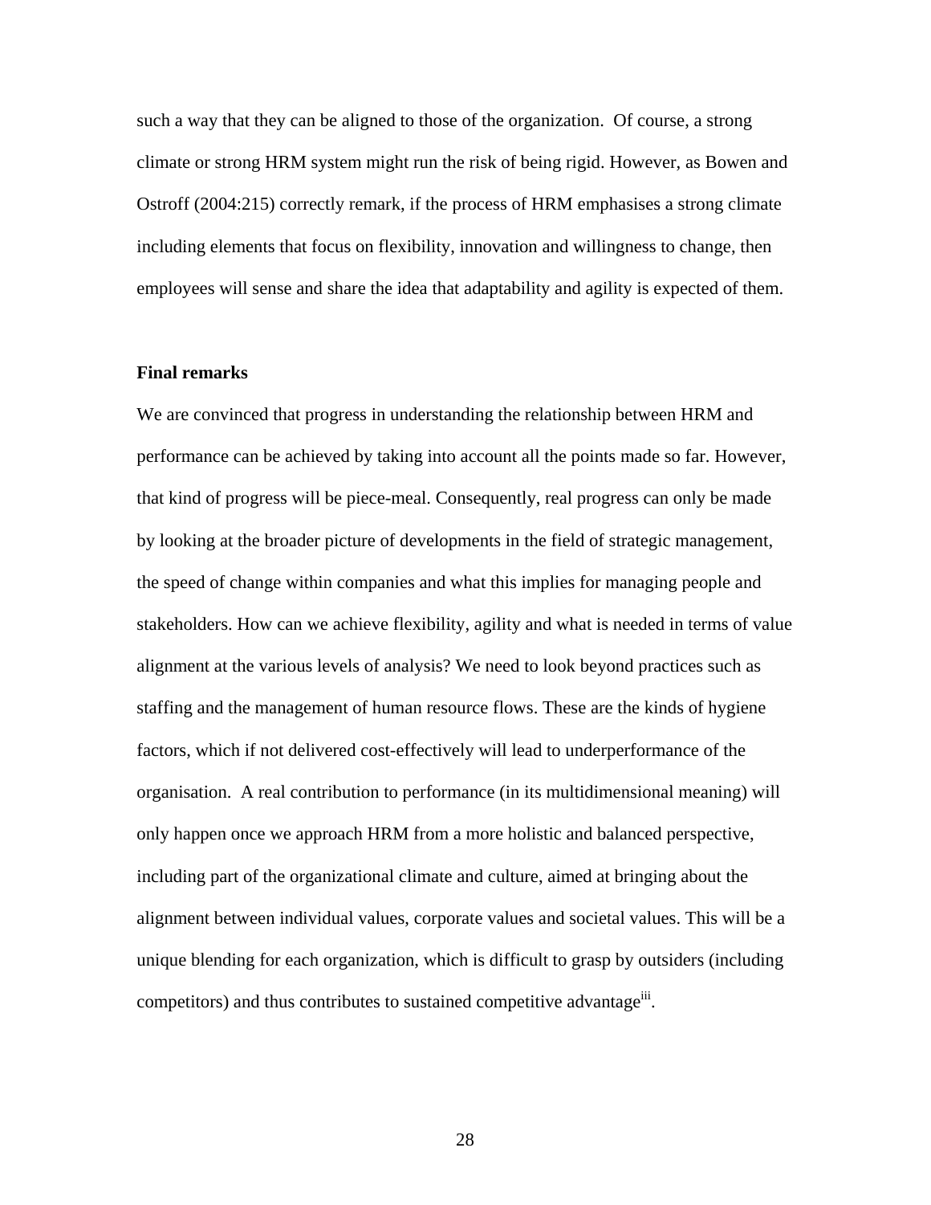such a way that they can be aligned to those of the organization. Of course, a strong climate or strong HRM system might run the risk of being rigid. However, as Bowen and Ostroff (2004:215) correctly remark, if the process of HRM emphasises a strong climate including elements that focus on flexibility, innovation and willingness to change, then employees will sense and share the idea that adaptability and agility is expected of them.

**Final remarks**

We are convinced that progress in understanding the relationship between HRM and performance can be achieved by taking into account all the points made so far. However, that kind of progress will be piece-meal. Consequently, real progress can only be made by looking at the broader picture of developments in the field of strategic management, the speed of change within companies and what this implies for managing people and stakeholders. How can we achieve flexibility, agility and what is needed in terms of value alignment at the various levels of analysis? We need to look beyond practices such as staffing and the management of human resource flows. These are the kinds of hygiene factors, which if not delivered cost-effectively will lead to underperformance of the organisation. A real contribution to performance (in its multidimensional meaning) will only happen once we approach HRM from a more holistic and balanced perspective, including part of the organizational climate and culture, aimed at bringing about the alignment between individual values, corporate values and societal values. This will be a unique blending for each organization, which is difficult to grasp by outsiders (including competitors) and thus contributes to sustained competitive advantage[iii].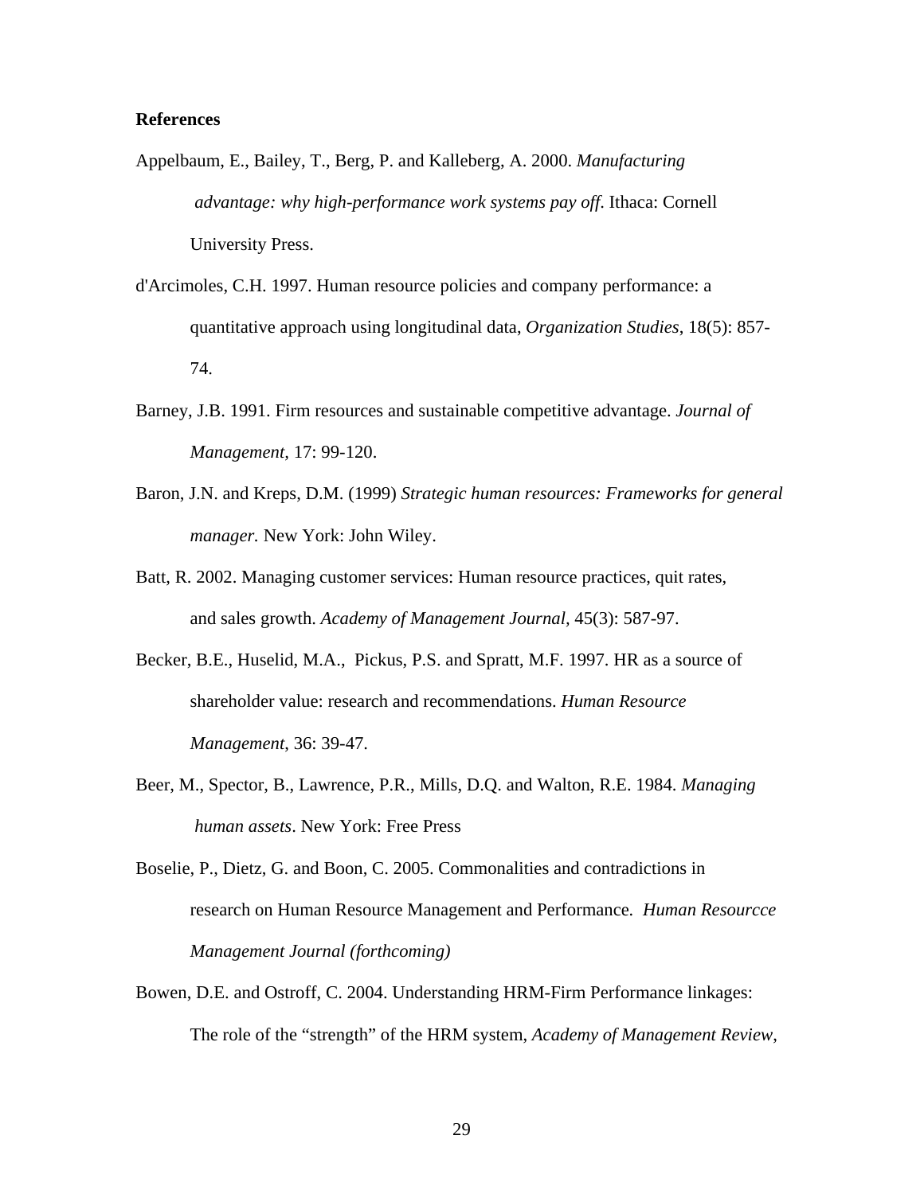**References**

Appelbaum, E., Bailey, T., Berg, P. and Kalleberg, A. 2000. *Manufacturing advantage: why high-performance work systems pay off*. Ithaca: Cornell University Press.

d'Arcimoles, C.H. 1997. Human resource policies and company performance: a quantitative approach using longitudinal data, *Organization Studies*, 18(5): 857-74.

Barney, J.B. 1991. Firm resources and sustainable competitive advantage. *Journal of Management,* 17: 99-120.

Baron, J.N. and Kreps, D.M. (1999) *Strategic human resources: Frameworks for general manager.* New York: John Wiley.

Batt, R. 2002. Managing customer services: Human resource practices, quit rates, and sales growth. *Academy of Management Journal*, 45(3): 587-97.

Becker, B.E., Huselid, M.A., Pickus, P.S. and Spratt, M.F. 1997. HR as a source of shareholder value: research and recommendations. *Human Resource Management*, 36: 39-47.

Beer, M., Spector, B., Lawrence, P.R., Mills, D.Q. and Walton, R.E. 1984. *Managing human assets*. New York: Free Press

Boselie, P., Dietz, G. and Boon, C. 2005. Commonalities and contradictions in research on Human Resource Management and Performance. *Human Resourcce Management Journal (forthcoming)*

Bowen, D.E. and Ostroff, C. 2004. Understanding HRM-Firm Performance linkages: The role of the "strength" of the HRM system, *Academy of Management Review*,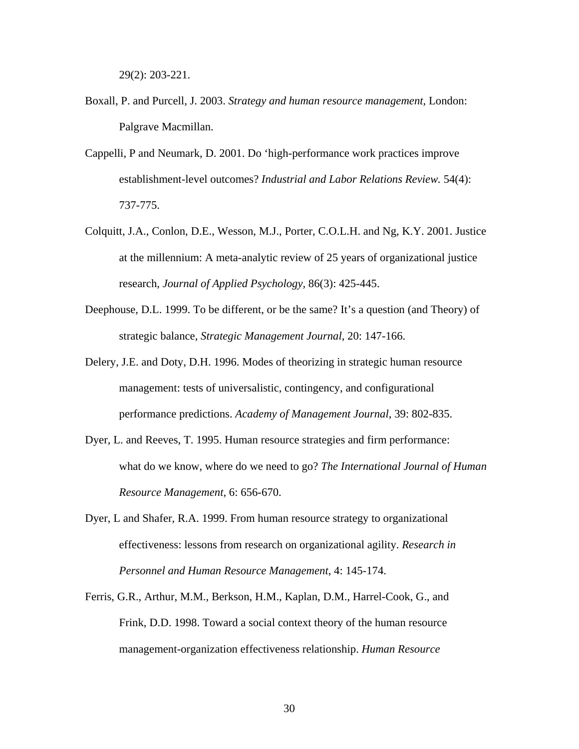29(2): 203-221.

Boxall, P. and Purcell, J. 2003. *Strategy and human resource management*, London: Palgrave Macmillan.

Cappelli, P and Neumark, D. 2001. Do 'high-performance work practices improve establishment-level outcomes? *Industrial and Labor Relations Review.* 54(4): 737-775.

Colquitt, J.A., Conlon, D.E., Wesson, M.J., Porter, C.O.L.H. and Ng, K.Y. 2001. Justice at the millennium: A meta-analytic review of 25 years of organizational justice research, *Journal of Applied Psychology,* 86(3): 425-445.

Deephouse, D.L. 1999. To be different, or be the same? It's a question (and Theory) of strategic balance, *Strategic Management Journal*, 20: 147-166.

Delery, J.E. and Doty, D.H. 1996. Modes of theorizing in strategic human resource management: tests of universalistic, contingency, and configurational performance predictions. *Academy of Management Journal*, 39: 802-835.

Dyer, L. and Reeves, T. 1995. Human resource strategies and firm performance: what do we know, where do we need to go? *The International Journal of Human Resource Management*, 6: 656-670.

Dyer, L and Shafer, R.A. 1999. From human resource strategy to organizational effectiveness: lessons from research on organizational agility. *Research in Personnel and Human Resource Management*, 4: 145-174.

Ferris, G.R., Arthur, M.M., Berkson, H.M., Kaplan, D.M., Harrel-Cook, G., and Frink, D.D. 1998. Toward a social context theory of the human resource management-organization effectiveness relationship. *Human Resource*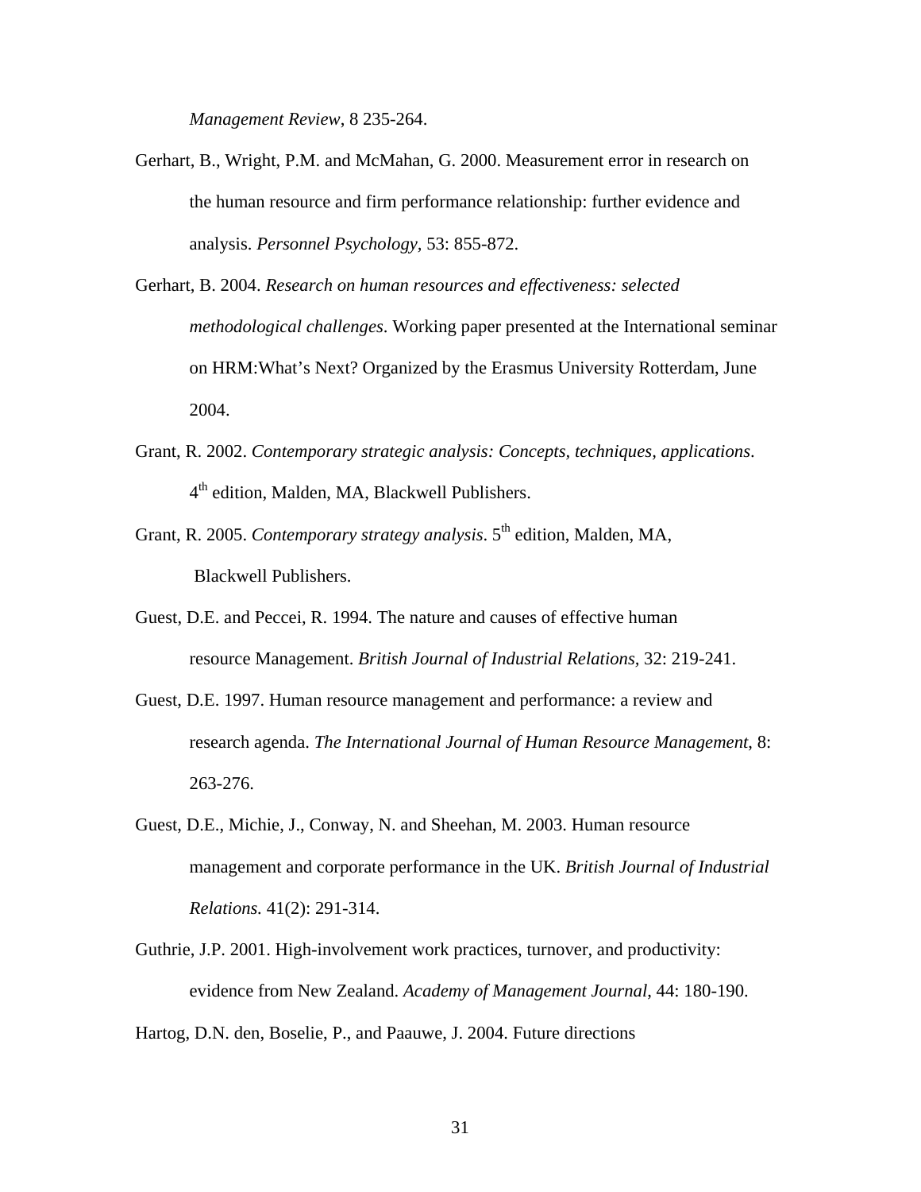*Management Review*, 8 235-264.

Gerhart, B., Wright, P.M. and McMahan, G. 2000. Measurement error in research on the human resource and firm performance relationship: further evidence and analysis. *Personnel Psychology*, 53: 855-872.

Gerhart, B. 2004. *Research on human resources and effectiveness: selected methodological challenges*. Working paper presented at the International seminar on HRM:What's Next? Organized by the Erasmus University Rotterdam, June 2004.

Grant, R. 2002. *Contemporary strategic analysis: Concepts, techniques, applications*. 4th edition, Malden, MA, Blackwell Publishers.

Grant, R. 2005. *Contemporary strategy analysis*. 5th edition, Malden, MA, Blackwell Publishers.

Guest, D.E. and Peccei, R. 1994. The nature and causes of effective human resource Management. *British Journal of Industrial Relations*, 32: 219-241.

Guest, D.E. 1997. Human resource management and performance: a review and research agenda. *The International Journal of Human Resource Management*, 8: 263-276.

Guest, D.E., Michie, J., Conway, N. and Sheehan, M. 2003. Human resource management and corporate performance in the UK. *British Journal of Industrial Relations.* 41(2): 291-314.

Guthrie, J.P. 2001. High-involvement work practices, turnover, and productivity: evidence from New Zealand. *Academy of Management Journal*, 44: 180-190.

Hartog, D.N. den, Boselie, P., and Paauwe, J. 2004. Future directions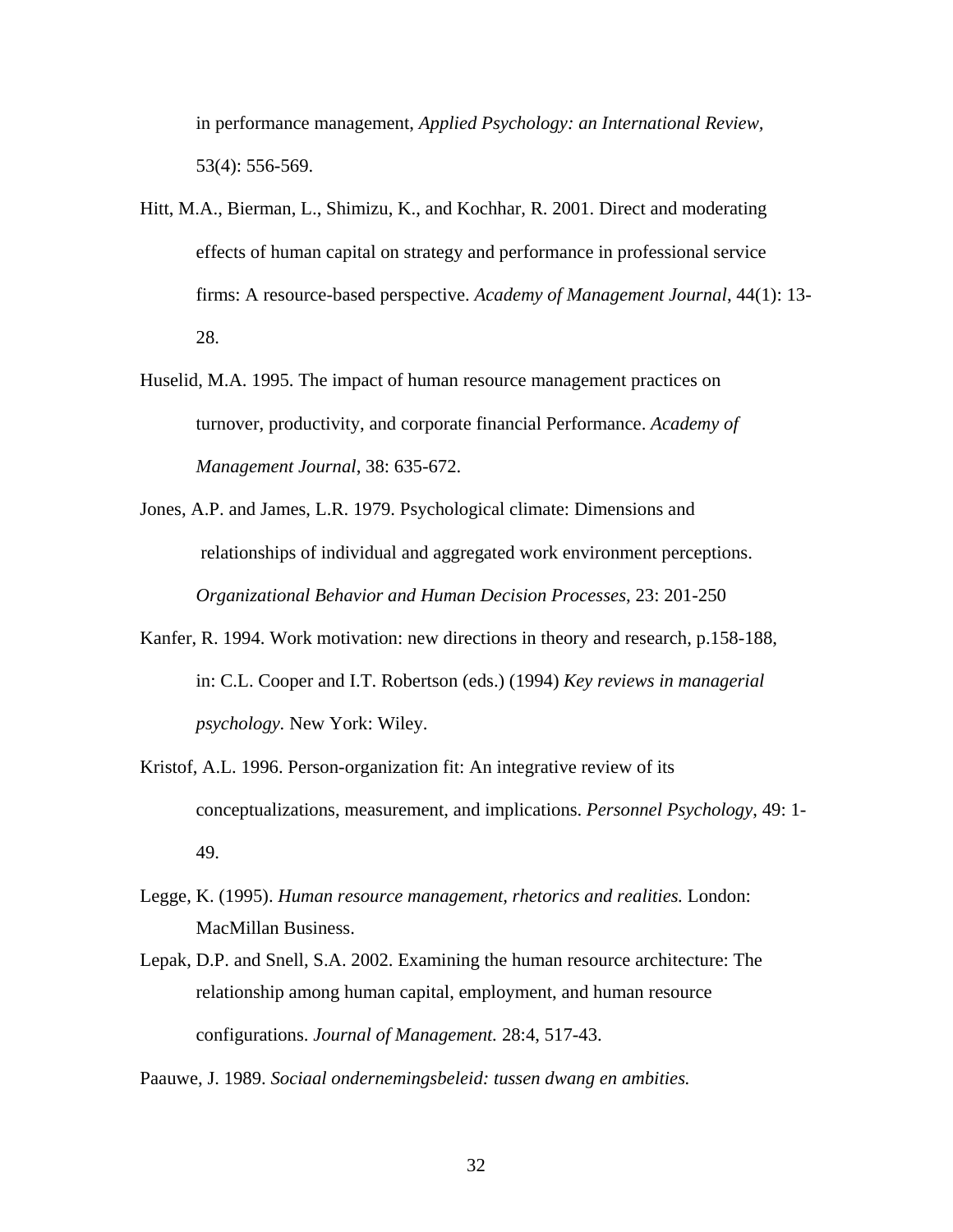in performance management, *Applied Psychology: an International Review*, 53(4): 556-569.

Hitt, M.A., Bierman, L., Shimizu, K., and Kochhar, R. 2001. Direct and moderating effects of human capital on strategy and performance in professional service firms: A resource-based perspective. *Academy of Management Journal*, 44(1): 13-28.

Huselid, M.A. 1995. The impact of human resource management practices on turnover, productivity, and corporate financial Performance. *Academy of Management Journal*, 38: 635-672.

Jones, A.P. and James, L.R. 1979. Psychological climate: Dimensions and relationships of individual and aggregated work environment perceptions. *Organizational Behavior and Human Decision Processes*, 23: 201-250

Kanfer, R. 1994. Work motivation: new directions in theory and research, p.158-188, in: C.L. Cooper and I.T. Robertson (eds.) (1994) *Key reviews in managerial psychology*. New York: Wiley.

Kristof, A.L. 1996. Person-organization fit: An integrative review of its conceptualizations, measurement, and implications. *Personnel Psychology*, 49: 1-49.

Legge, K. (1995). *Human resource management, rhetorics and realities.* London: MacMillan Business.

Lepak, D.P. and Snell, S.A. 2002. Examining the human resource architecture: The relationship among human capital, employment, and human resource configurations. *Journal of Management.* 28:4, 517-43.

Paauwe, J. 1989. *Sociaal ondernemingsbeleid: tussen dwang en ambities.*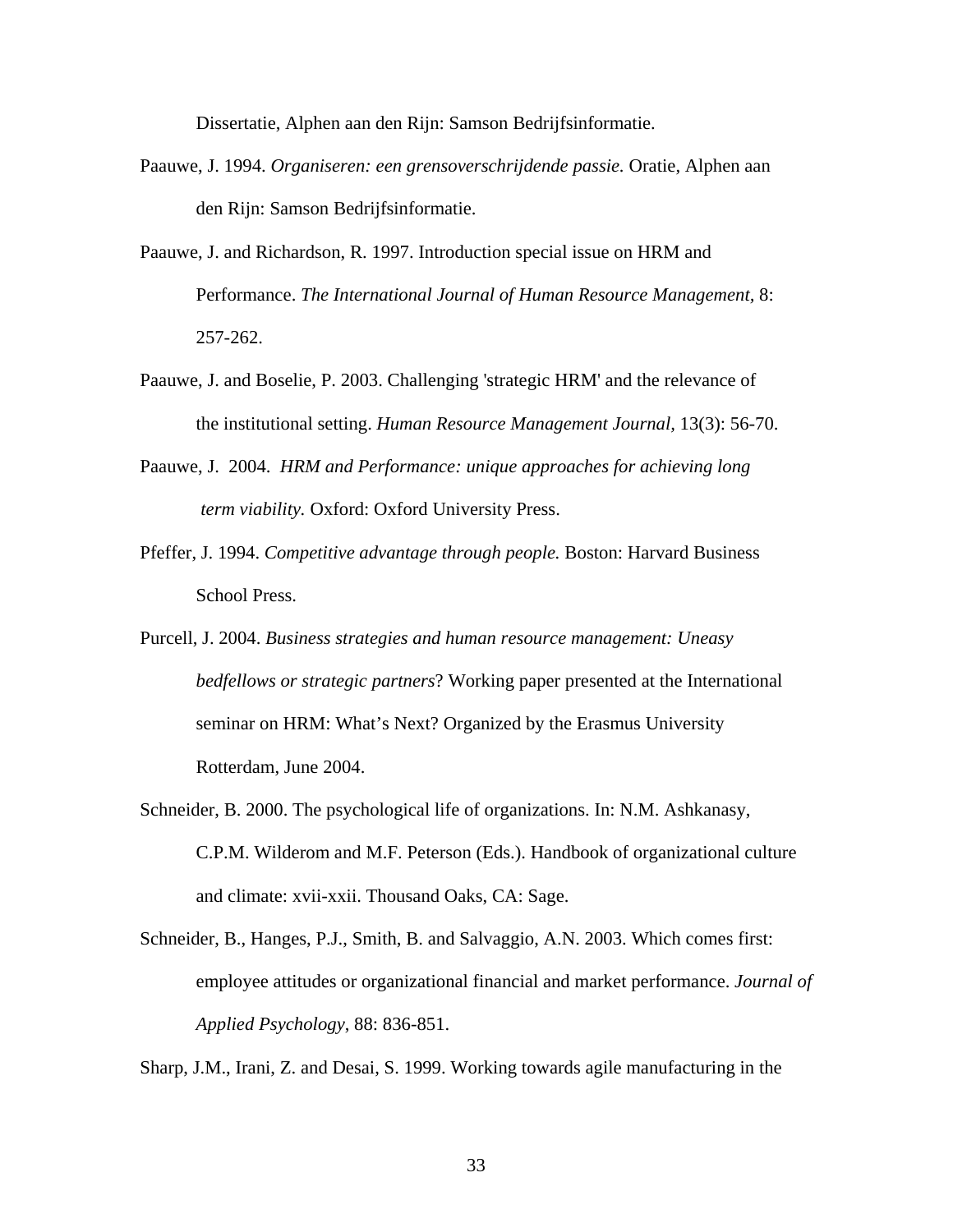Dissertatie, Alphen aan den Rijn: Samson Bedrijfsinformatie.

Paauwe, J. 1994. *Organiseren: een grensoverschrijdende passie*. Oratie, Alphen aan den Rijn: Samson Bedrijfsinformatie.

Paauwe, J. and Richardson, R. 1997. Introduction special issue on HRM and Performance. *The International Journal of Human Resource Management,* 8: 257-262.

Paauwe, J. and Boselie, P. 2003. Challenging 'strategic HRM' and the relevance of the institutional setting. *Human Resource Management Journal,* 13(3): 56-70.

Paauwe, J. 2004. *HRM and Performance: unique approaches for achieving long term viability.* Oxford: Oxford University Press.

Pfeffer, J. 1994. *Competitive advantage through people.* Boston: Harvard Business School Press.

Purcell, J. 2004. *Business strategies and human resource management: Uneasy bedfellows or strategic partners*? Working paper presented at the International seminar on HRM: What's Next? Organized by the Erasmus University Rotterdam, June 2004.

Schneider, B. 2000. The psychological life of organizations. In: N.M. Ashkanasy, C.P.M. Wilderom and M.F. Peterson (Eds.). Handbook of organizational culture and climate: xvii-xxii. Thousand Oaks, CA: Sage.

Schneider, B., Hanges, P.J., Smith, B. and Salvaggio, A.N. 2003. Which comes first: employee attitudes or organizational financial and market performance. *Journal of Applied Psychology*, 88: 836-851.

Sharp, J.M., Irani, Z. and Desai, S. 1999. Working towards agile manufacturing in the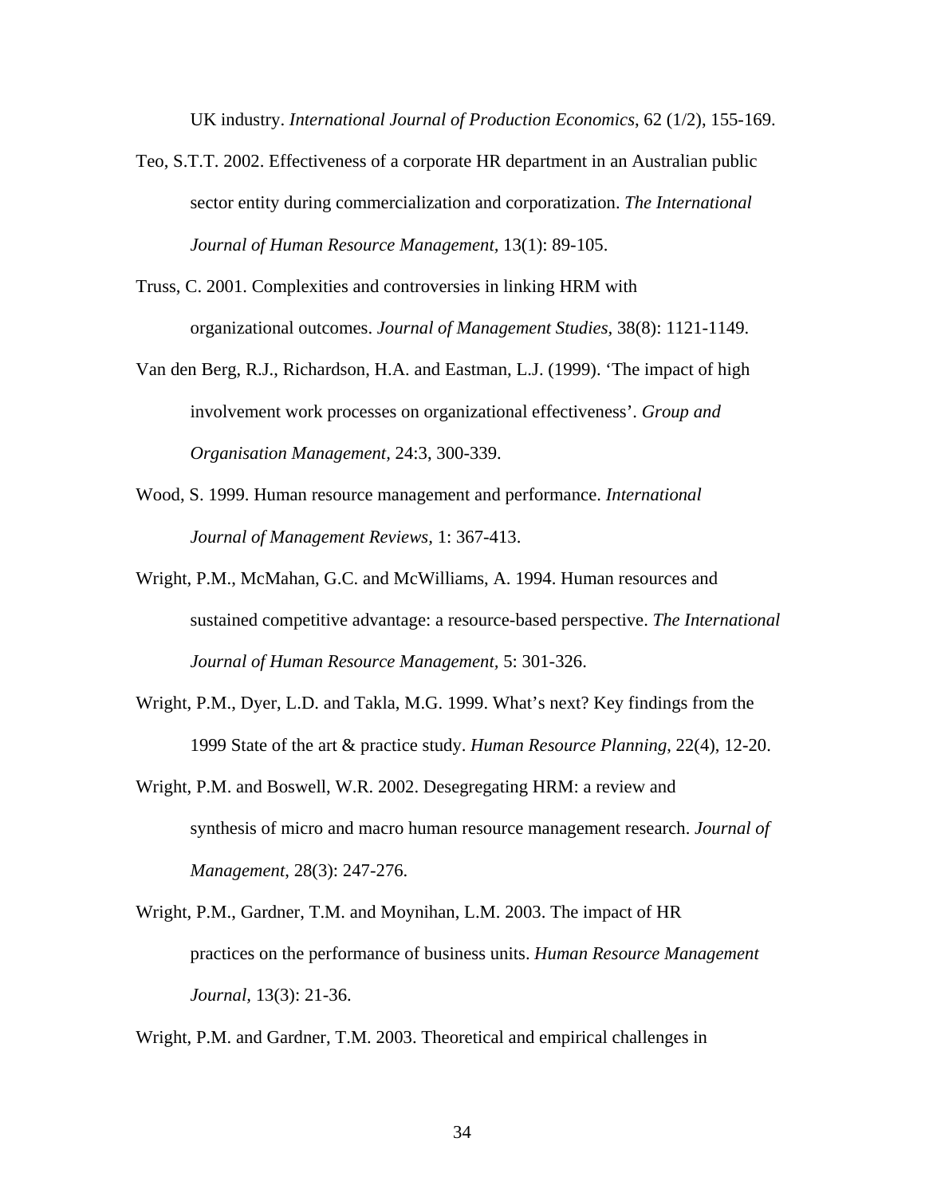UK industry. *International Journal of Production Economics*, 62 (1/2), 155-169.

Teo, S.T.T. 2002. Effectiveness of a corporate HR department in an Australian public sector entity during commercialization and corporatization. *The International Journal of Human Resource Management,* 13(1): 89-105.

Truss, C. 2001. Complexities and controversies in linking HRM with organizational outcomes. *Journal of Management Studies*, 38(8): 1121-1149.

Van den Berg, R.J., Richardson, H.A. and Eastman, L.J. (1999). 'The impact of high involvement work processes on organizational effectiveness'. *Group and Organisation Management,* 24:3, 300-339.

Wood, S. 1999. Human resource management and performance. *International Journal of Management Reviews,* 1: 367-413.

Wright, P.M., McMahan, G.C. and McWilliams, A. 1994. Human resources and sustained competitive advantage: a resource-based perspective. *The International Journal of Human Resource Management,* 5: 301-326.

Wright, P.M., Dyer, L.D. and Takla, M.G. 1999. What's next? Key findings from the 1999 State of the art & practice study. *Human Resource Planning*, 22(4), 12-20.

Wright, P.M. and Boswell, W.R. 2002. Desegregating HRM: a review and synthesis of micro and macro human resource management research. *Journal of Management*, 28(3): 247-276.

Wright, P.M., Gardner, T.M. and Moynihan, L.M. 2003. The impact of HR practices on the performance of business units. *Human Resource Management Journal*, 13(3): 21-36.

Wright, P.M. and Gardner, T.M. 2003. Theoretical and empirical challenges in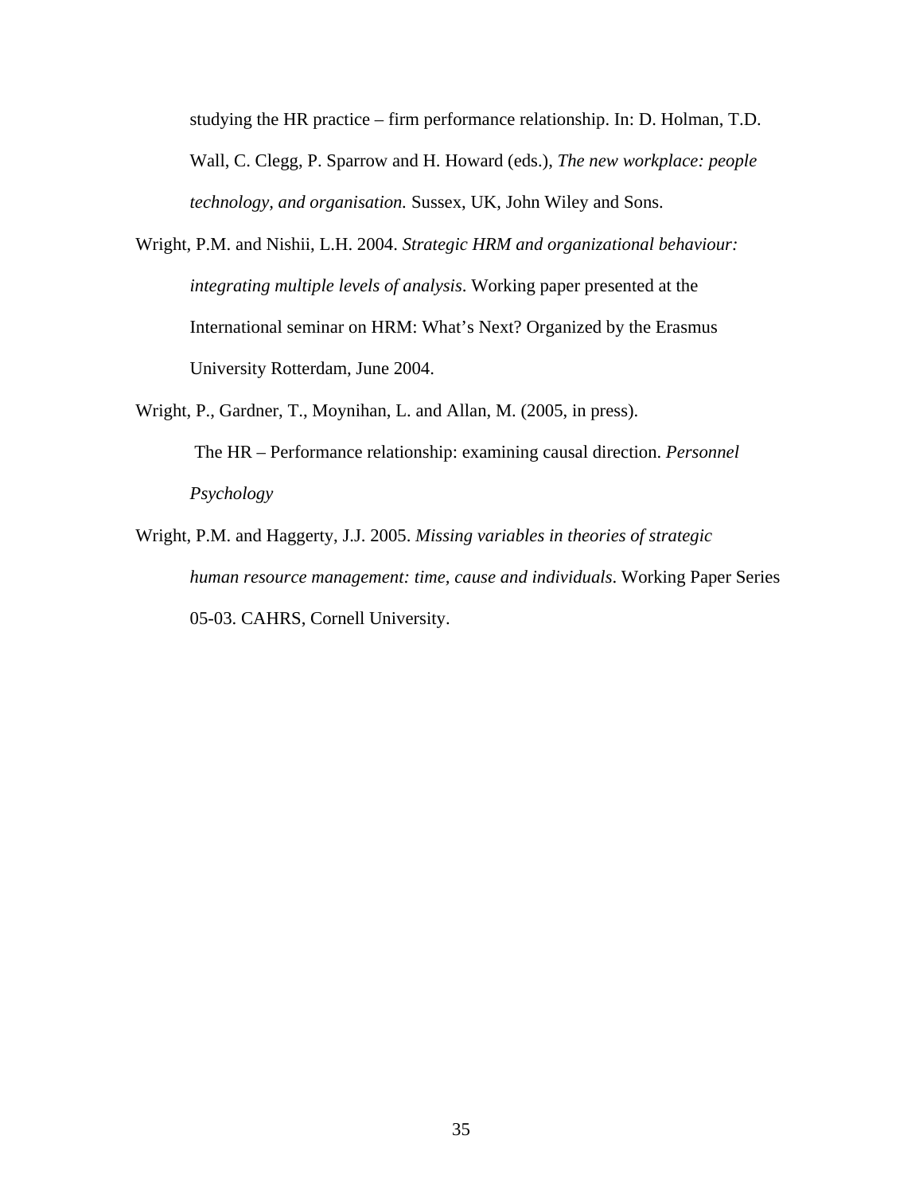studying the HR practice – firm performance relationship. In: D. Holman, T.D. Wall, C. Clegg, P. Sparrow and H. Howard (eds.), *The new workplace: people technology, and organisation.* Sussex, UK, John Wiley and Sons.

Wright, P.M. and Nishii, L.H. 2004. *Strategic HRM and organizational behaviour: integrating multiple levels of analysis*. Working paper presented at the International seminar on HRM: What's Next? Organized by the Erasmus University Rotterdam, June 2004.

Wright, P., Gardner, T., Moynihan, L. and Allan, M. (2005, in press). The HR – Performance relationship: examining causal direction. *Personnel Psychology*

Wright, P.M. and Haggerty, J.J. 2005. *Missing variables in theories of strategic human resource management: time, cause and individuals*. Working Paper Series 05-03. CAHRS, Cornell University.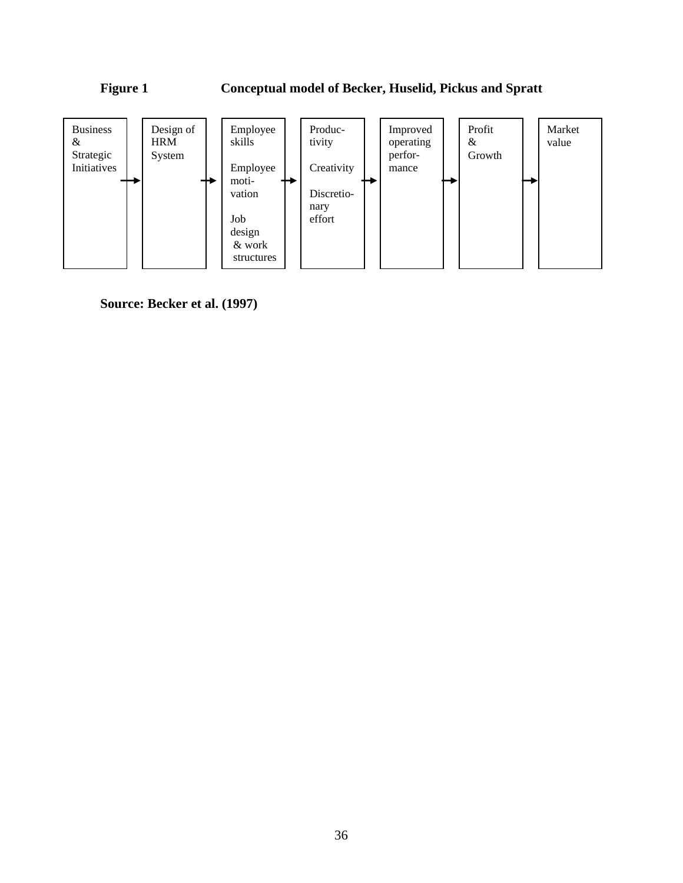**Figure 1 Conceptual model of Becker, Huselid, Pickus and Spratt**

| Business & Strategic Initiatives | → | Design of HRM System | → | Employee skills<br><br>Employee motivation<br><br>Job design & work structures | → | Productivity<br><br>Creativity<br><br>Discretionary effort | → | Improved operating performance | → | Profit & Growth | → | Market value |
|---|---|---|---|---|---|---|---|---|---|---|---|---|

**Source: Becker et al. (1997)**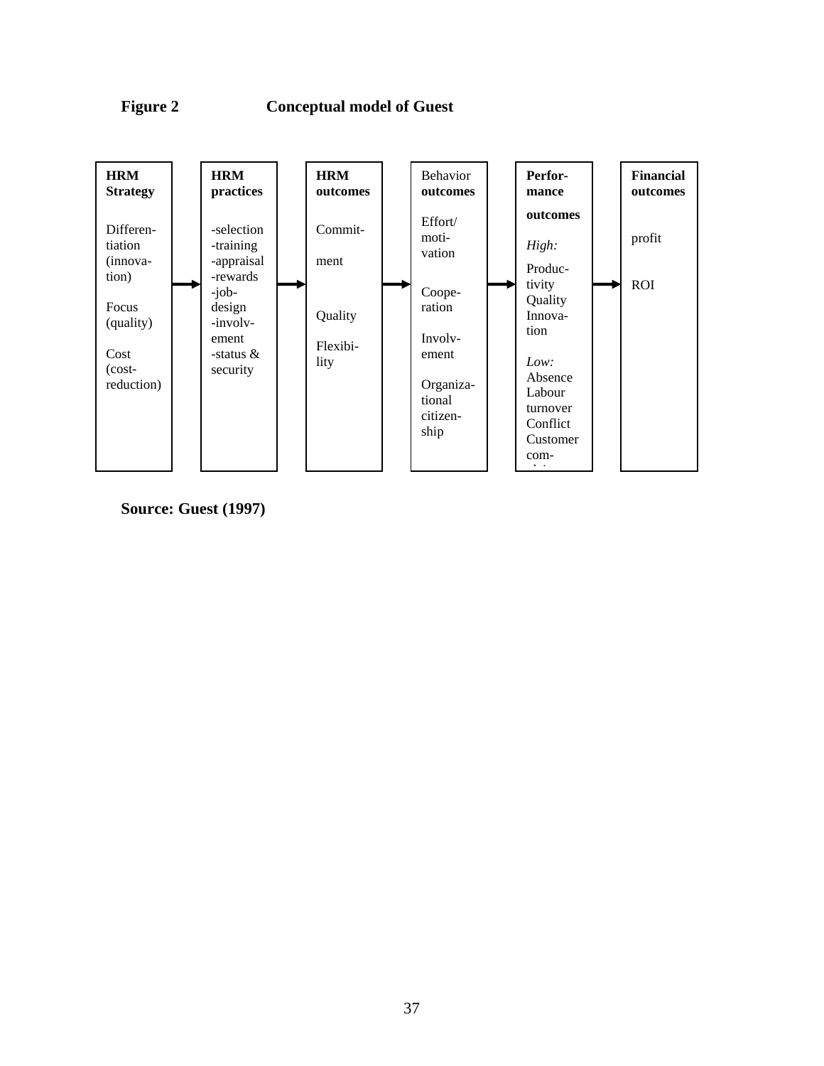**Figure 2 Conceptual model of Guest**

| HRM Strategy | | HRM practices | | HRM outcomes | | Behavior outcomes | | Performance outcomes | | Financial outcomes |
|---|---|---|---|---|---|---|---|---|---|---|
| Differentiation (innovation)<br><br>Focus (quality)<br><br>Cost (cost-reduction) | → | -selection<br>-training<br>-appraisal<br>-rewards<br>-job-design<br>-involvement<br>-status & security | → | Commitment<br><br>Quality<br><br>Flexibility | → | Effort/ motivation<br><br>Cooperation<br><br>Involvement<br><br>Organizational citizenship | → | *High:*<br>Productivity<br>Quality<br>Innovation<br><br>*Low:*<br>Absence<br>Labour turnover<br>Conflict<br>Customer com- | → | profit<br><br>ROI |

**Source: Guest (1997)**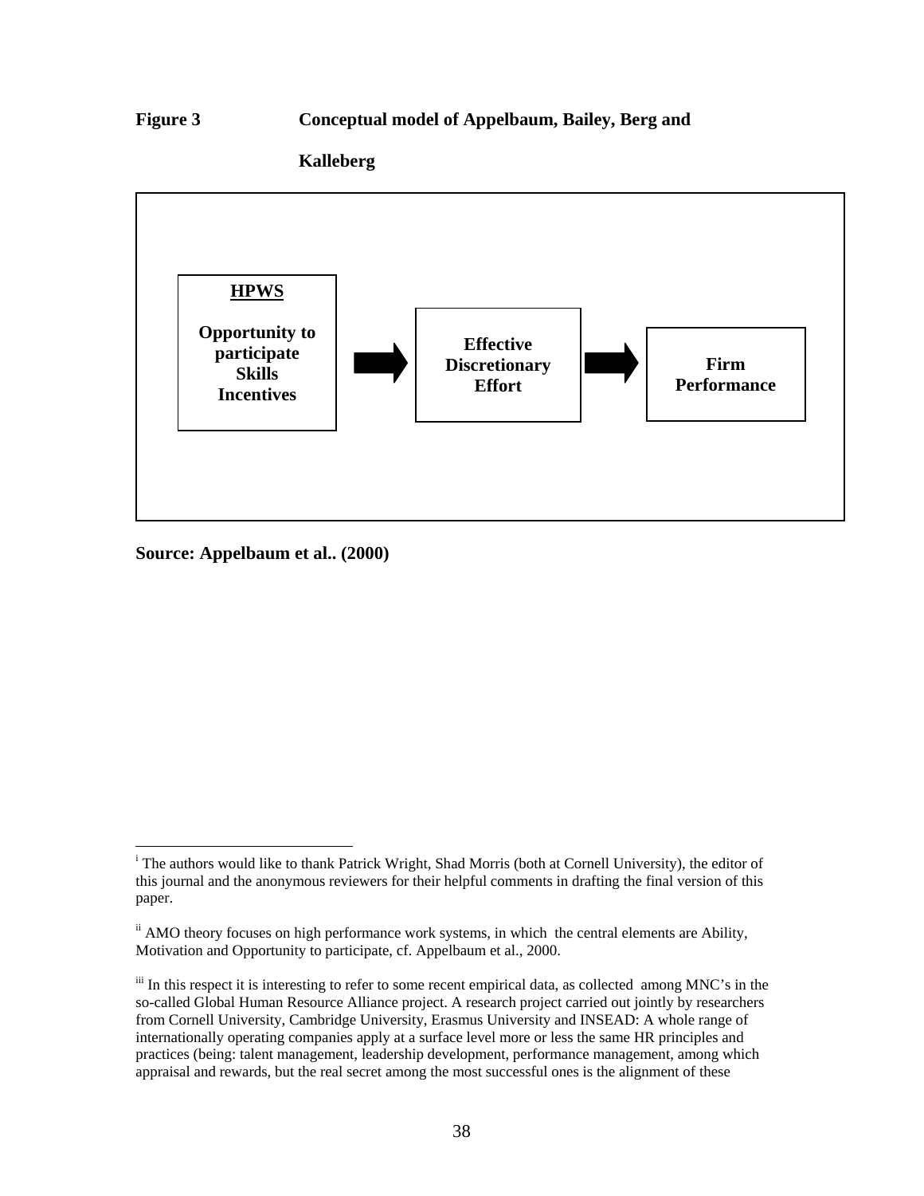**Figure 3 Conceptual model of Appelbaum, Bailey, Berg and Kalleberg**

**HPWS**

**Opportunity to participate**
**Skills**
**Incentives**

→ **Effective Discretionary Effort** → **Firm Performance**

**Source: Appelbaum et al.. (2000)**

---

[i] The authors would like to thank Patrick Wright, Shad Morris (both at Cornell University), the editor of this journal and the anonymous reviewers for their helpful comments in drafting the final version of this paper.

[ii] AMO theory focuses on high performance work systems, in which the central elements are Ability, Motivation and Opportunity to participate, cf. Appelbaum et al., 2000.

[iii] In this respect it is interesting to refer to some recent empirical data, as collected among MNC's in the so-called Global Human Resource Alliance project. A research project carried out jointly by researchers from Cornell University, Cambridge University, Erasmus University and INSEAD: A whole range of internationally operating companies apply at a surface level more or less the same HR principles and practices (being: talent management, leadership development, performance management, among which appraisal and rewards, but the real secret among the most successful ones is the alignment of these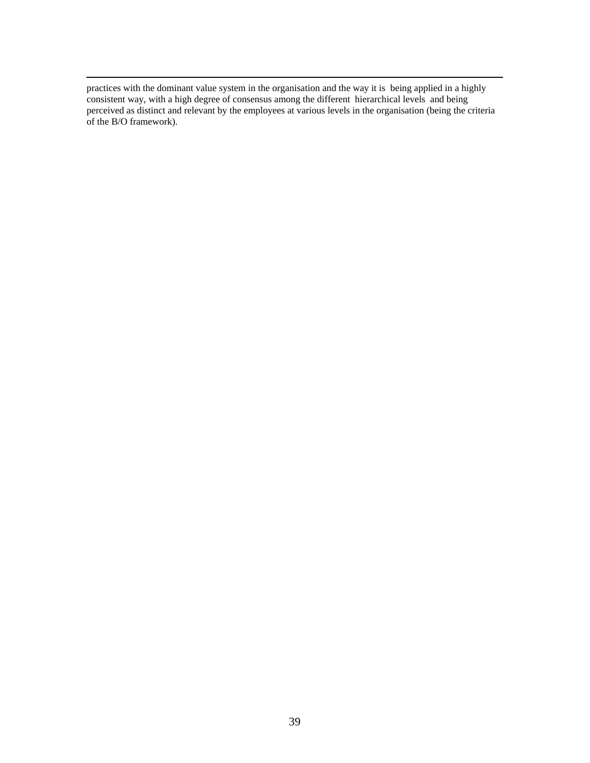practices with the dominant value system in the organisation and the way it is being applied in a highly consistent way, with a high degree of consensus among the different hierarchical levels and being perceived as distinct and relevant by the employees at various levels in the organisation (being the criteria of the B/O framework).